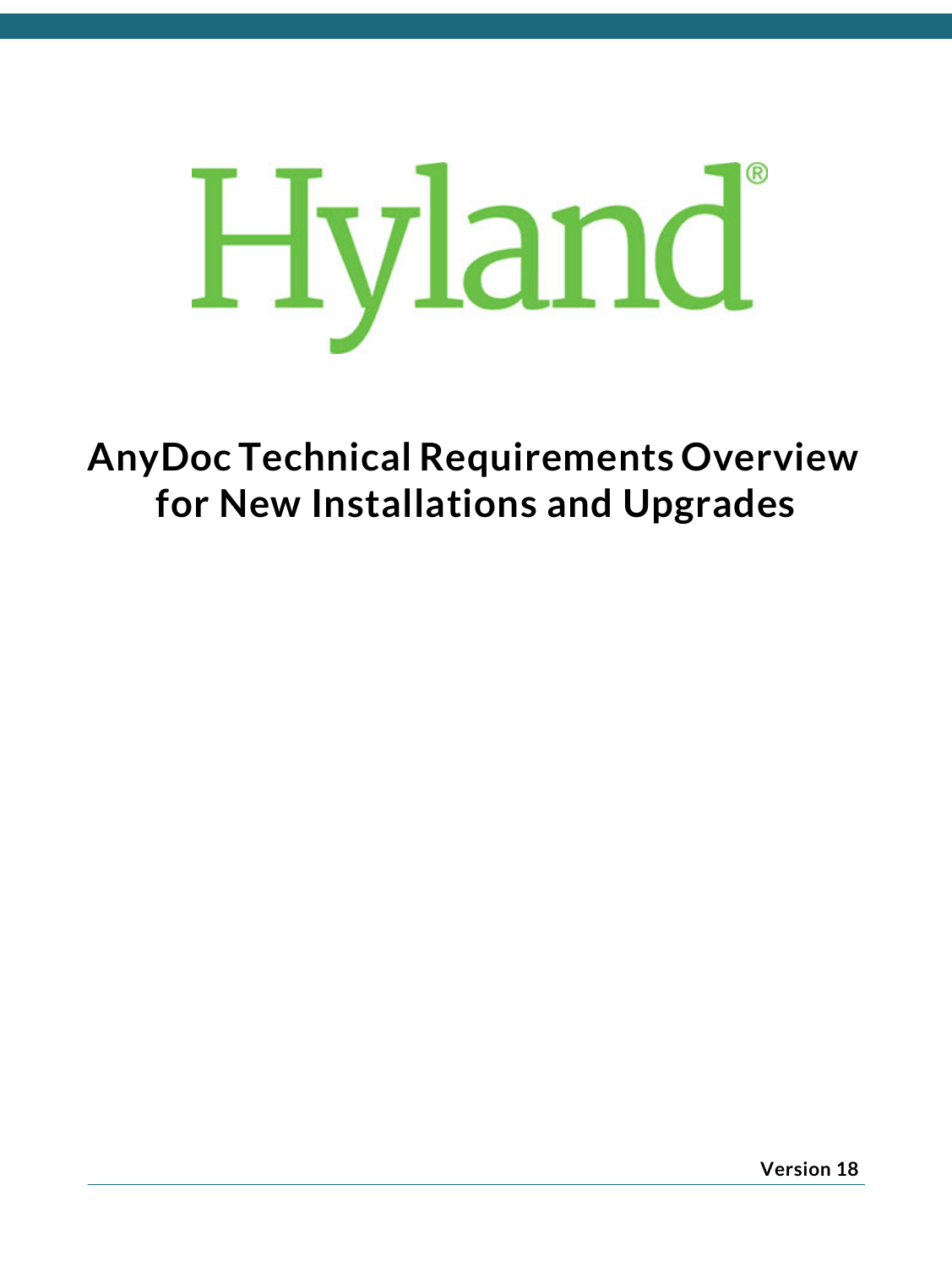Hyland®

# AnyDoc Technical Requirements Overview for New Installations and Upgrades

**Version 18**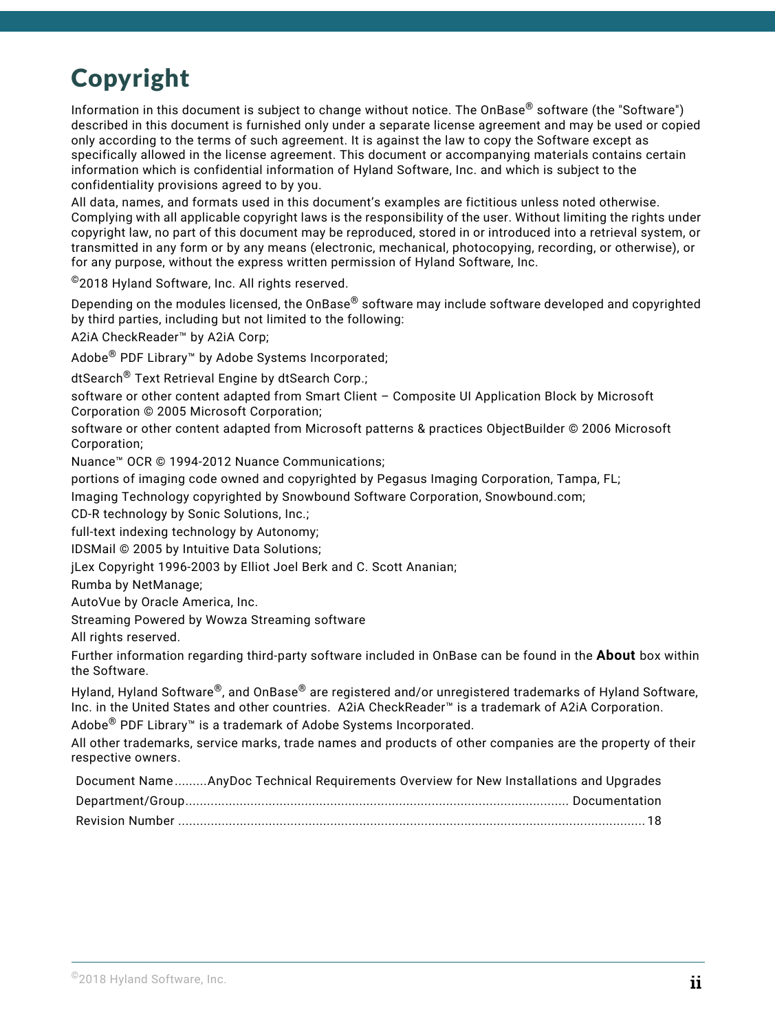# Copyright

Information in this document is subject to change without notice. The OnBase® software (the "Software") described in this document is furnished only under a separate license agreement and may be used or copied only according to the terms of such agreement. It is against the law to copy the Software except as specifically allowed in the license agreement. This document or accompanying materials contains certain information which is confidential information of Hyland Software, Inc. and which is subject to the confidentiality provisions agreed to by you.

All data, names, and formats used in this document's examples are fictitious unless noted otherwise. Complying with all applicable copyright laws is the responsibility of the user. Without limiting the rights under copyright law, no part of this document may be reproduced, stored in or introduced into a retrieval system, or transmitted in any form or by any means (electronic, mechanical, photocopying, recording, or otherwise), or for any purpose, without the express written permission of Hyland Software, Inc.

©2018 Hyland Software, Inc. All rights reserved.

Depending on the modules licensed, the OnBase® software may include software developed and copyrighted by third parties, including but not limited to the following:

A2iA CheckReader™ by A2iA Corp;

Adobe® PDF Library™ by Adobe Systems Incorporated;

dtSearch® Text Retrieval Engine by dtSearch Corp.;

software or other content adapted from Smart Client – Composite UI Application Block by Microsoft Corporation © 2005 Microsoft Corporation;

software or other content adapted from Microsoft patterns & practices ObjectBuilder © 2006 Microsoft Corporation;

Nuance™ OCR © 1994-2012 Nuance Communications;

portions of imaging code owned and copyrighted by Pegasus Imaging Corporation, Tampa, FL;

Imaging Technology copyrighted by Snowbound Software Corporation, Snowbound.com;

CD-R technology by Sonic Solutions, Inc.;

full-text indexing technology by Autonomy;

IDSMail © 2005 by Intuitive Data Solutions;

jLex Copyright 1996-2003 by Elliot Joel Berk and C. Scott Ananian;

Rumba by NetManage;

AutoVue by Oracle America, Inc.

Streaming Powered by Wowza Streaming software

All rights reserved.

Further information regarding third-party software included in OnBase can be found in the **About** box within the Software.

Hyland, Hyland Software®, and OnBase® are registered and/or unregistered trademarks of Hyland Software, Inc. in the United States and other countries. A2iA CheckReader™ is a trademark of A2iA Corporation. Adobe® PDF Library™ is a trademark of Adobe Systems Incorporated.

All other trademarks, service marks, trade names and products of other companies are the property of their respective owners.

Document Name .........AnyDoc Technical Requirements Overview for New Installations and Upgrades

Department/Group ........................................................................................................ Documentation

Revision Number ............................................................................................................................... 18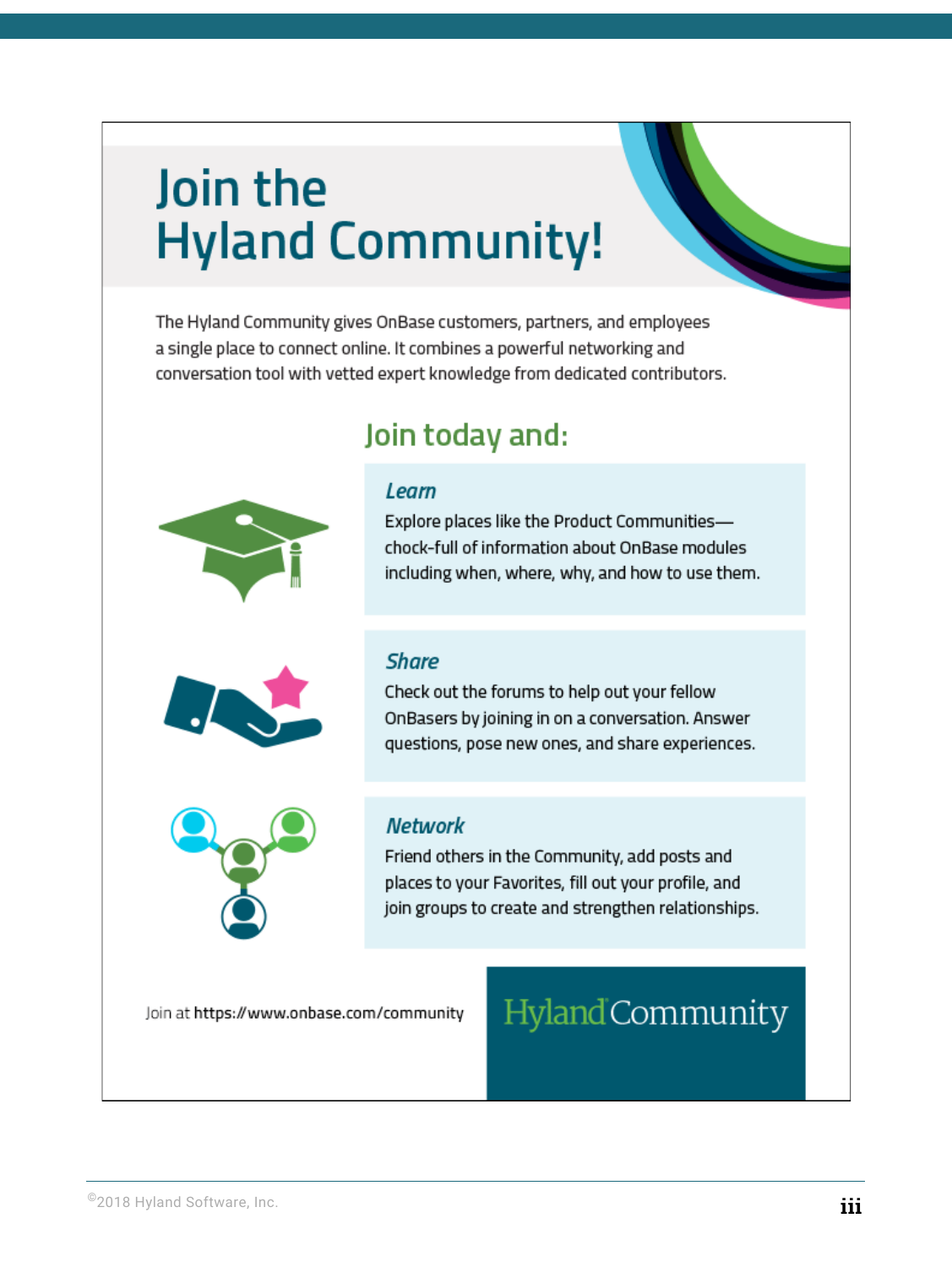# Join the Hyland Community!

The Hyland Community gives OnBase customers, partners, and employees a single place to connect online. It combines a powerful networking and conversation tool with vetted expert knowledge from dedicated contributors.

## Join today and:

### *Learn*

Explore places like the Product Communities—chock-full of information about OnBase modules including when, where, why, and how to use them.

### *Share*

Check out the forums to help out your fellow OnBasers by joining in on a conversation. Answer questions, pose new ones, and share experiences.

### *Network*

Friend others in the Community, add posts and places to your Favorites, fill out your profile, and join groups to create and strengthen relationships.

Join at **https://www.onbase.com/community**

Hyland Community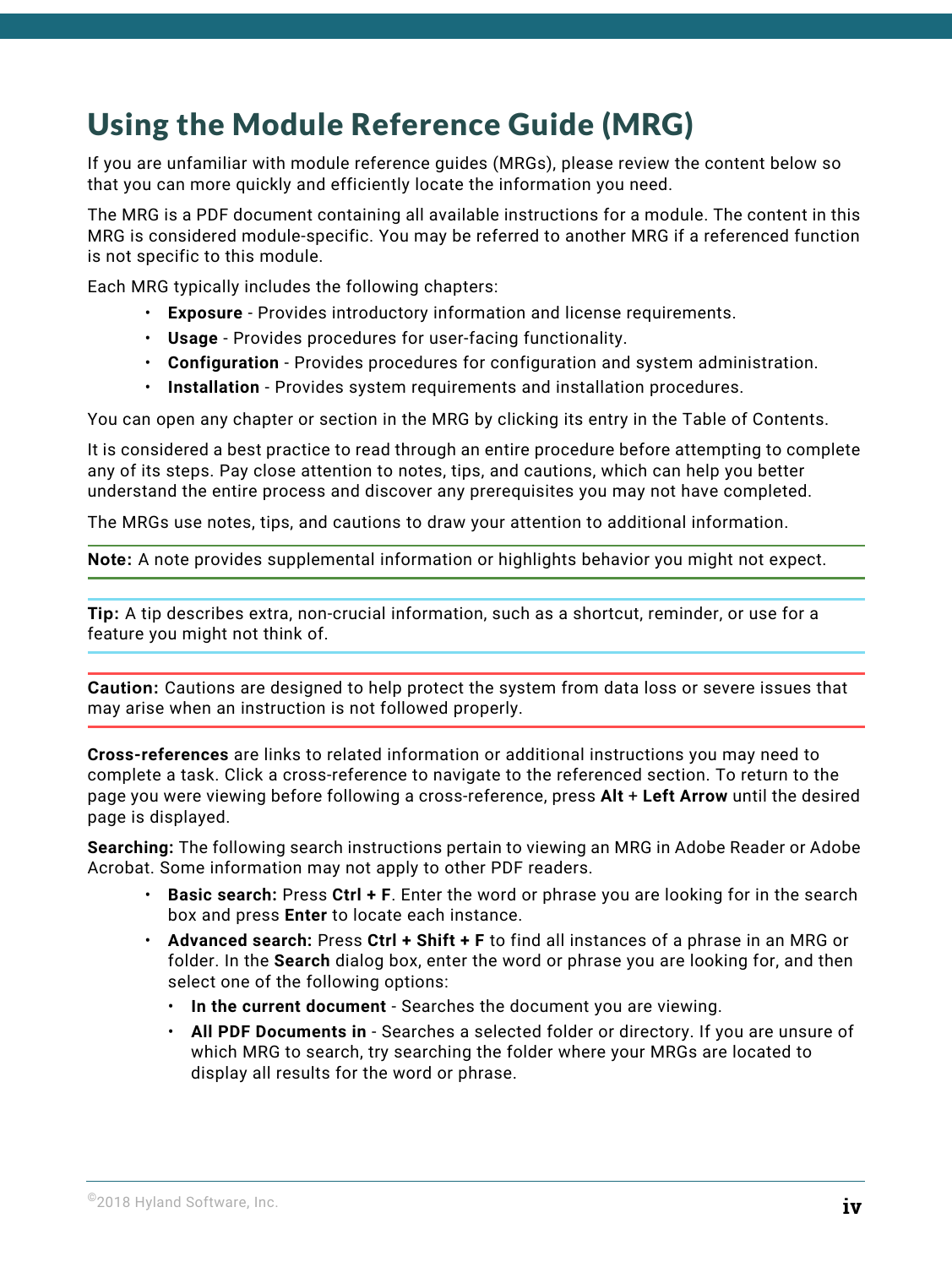# Using the Module Reference Guide (MRG)

If you are unfamiliar with module reference guides (MRGs), please review the content below so that you can more quickly and efficiently locate the information you need.

The MRG is a PDF document containing all available instructions for a module. The content in this MRG is considered module-specific. You may be referred to another MRG if a referenced function is not specific to this module.

Each MRG typically includes the following chapters:

- **Exposure** - Provides introductory information and license requirements.
- **Usage** - Provides procedures for user-facing functionality.
- **Configuration** - Provides procedures for configuration and system administration.
- **Installation** - Provides system requirements and installation procedures.

You can open any chapter or section in the MRG by clicking its entry in the Table of Contents.

It is considered a best practice to read through an entire procedure before attempting to complete any of its steps. Pay close attention to notes, tips, and cautions, which can help you better understand the entire process and discover any prerequisites you may not have completed.

The MRGs use notes, tips, and cautions to draw your attention to additional information.

**Note:** A note provides supplemental information or highlights behavior you might not expect.

**Tip:** A tip describes extra, non-crucial information, such as a shortcut, reminder, or use for a feature you might not think of.

**Caution:** Cautions are designed to help protect the system from data loss or severe issues that may arise when an instruction is not followed properly.

**Cross-references** are links to related information or additional instructions you may need to complete a task. Click a cross-reference to navigate to the referenced section. To return to the page you were viewing before following a cross-reference, press **Alt** + **Left Arrow** until the desired page is displayed.

**Searching:** The following search instructions pertain to viewing an MRG in Adobe Reader or Adobe Acrobat. Some information may not apply to other PDF readers.

- **Basic search:** Press **Ctrl + F**. Enter the word or phrase you are looking for in the search box and press **Enter** to locate each instance.
- **Advanced search:** Press **Ctrl + Shift + F** to find all instances of a phrase in an MRG or folder. In the **Search** dialog box, enter the word or phrase you are looking for, and then select one of the following options:
  - **In the current document** - Searches the document you are viewing.
  - **All PDF Documents in** - Searches a selected folder or directory. If you are unsure of which MRG to search, try searching the folder where your MRGs are located to display all results for the word or phrase.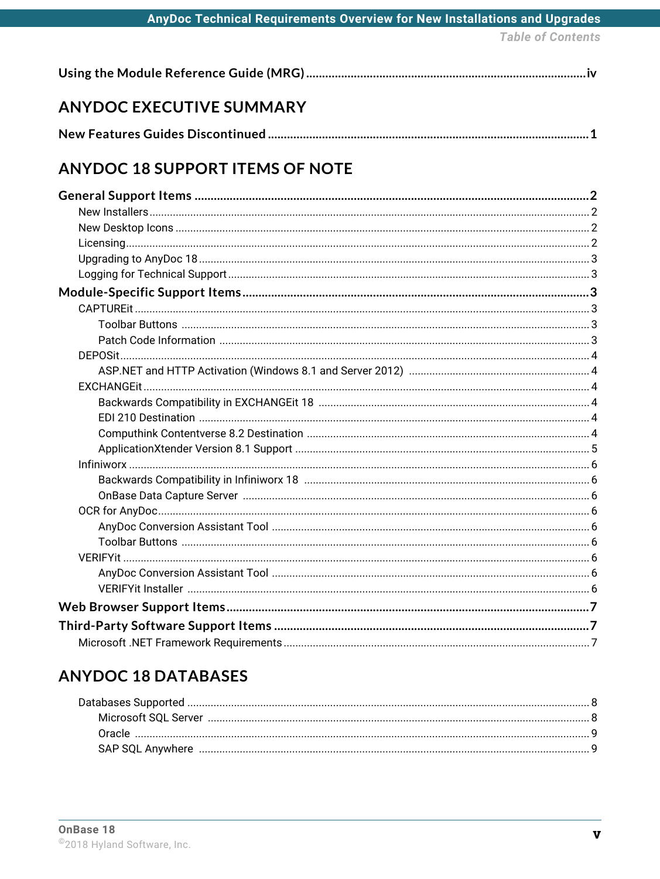Using the Module Reference Guide (MRG) .......... iv

## ANYDOC EXECUTIVE SUMMARY

New Features Guides Discontinued .......... 1

## ANYDOC 18 SUPPORT ITEMS OF NOTE

General Support Items .......... 2

- New Installers .......... 2
- New Desktop Icons .......... 2
- Licensing .......... 2
- Upgrading to AnyDoc 18 .......... 3
- Logging for Technical Support .......... 3

Module-Specific Support Items .......... 3

- CAPTUREit .......... 3
  - Toolbar Buttons .......... 3
  - Patch Code Information .......... 3
- DEPOSit .......... 4
  - ASP.NET and HTTP Activation (Windows 8.1 and Server 2012) .......... 4
- EXCHANGEit .......... 4
  - Backwards Compatibility in EXCHANGEit 18 .......... 4
  - EDI 210 Destination .......... 4
  - Computhink Contentverse 8.2 Destination .......... 4
  - ApplicationXtender Version 8.1 Support .......... 5
- Infiniworx .......... 6
  - Backwards Compatibility in Infiniworx 18 .......... 6
  - OnBase Data Capture Server .......... 6
- OCR for AnyDoc .......... 6
  - AnyDoc Conversion Assistant Tool .......... 6
  - Toolbar Buttons .......... 6
- VERIFYit .......... 6
  - AnyDoc Conversion Assistant Tool .......... 6
  - VERIFYit Installer .......... 6

Web Browser Support Items .......... 7

Third-Party Software Support Items .......... 7

- Microsoft .NET Framework Requirements .......... 7

## ANYDOC 18 DATABASES

- Databases Supported .......... 8
  - Microsoft SQL Server .......... 8
  - Oracle .......... 9
  - SAP SQL Anywhere .......... 9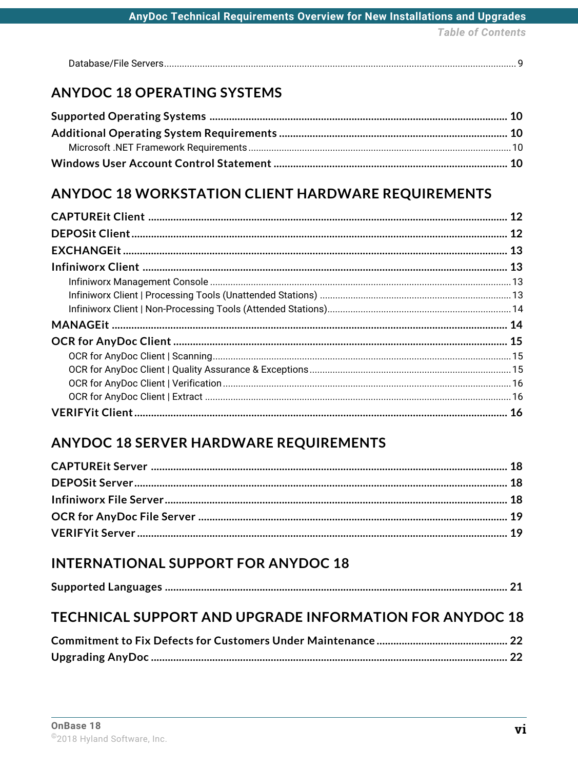Database/File Servers ..... 9

## ANYDOC 18 OPERATING SYSTEMS

**Supported Operating Systems** ..... **10**

**Additional Operating System Requirements** ..... **10**

Microsoft .NET Framework Requirements ..... 10

**Windows User Account Control Statement** ..... **10**

## ANYDOC 18 WORKSTATION CLIENT HARDWARE REQUIREMENTS

**CAPTUREit Client** ..... **12**

**DEPOSit Client** ..... **12**

**EXCHANGEit** ..... **13**

**Infiniworx Client** ..... **13**

Infiniworx Management Console ..... 13

Infiniworx Client | Processing Tools (Unattended Stations) ..... 13

Infiniworx Client | Non-Processing Tools (Attended Stations) ..... 14

**MANAGEit** ..... **14**

**OCR for AnyDoc Client** ..... **15**

OCR for AnyDoc Client | Scanning ..... 15

OCR for AnyDoc Client | Quality Assurance & Exceptions ..... 15

OCR for AnyDoc Client | Verification ..... 16

OCR for AnyDoc Client | Extract ..... 16

**VERIFYit Client** ..... **16**

## ANYDOC 18 SERVER HARDWARE REQUIREMENTS

**CAPTUREit Server** ..... **18**

**DEPOSit Server** ..... **18**

**Infiniworx File Server** ..... **18**

**OCR for AnyDoc File Server** ..... **19**

**VERIFYit Server** ..... **19**

## INTERNATIONAL SUPPORT FOR ANYDOC 18

**Supported Languages** ..... **21**

## TECHNICAL SUPPORT AND UPGRADE INFORMATION FOR ANYDOC 18

**Commitment to Fix Defects for Customers Under Maintenance** ..... **22**

**Upgrading AnyDoc** ..... **22**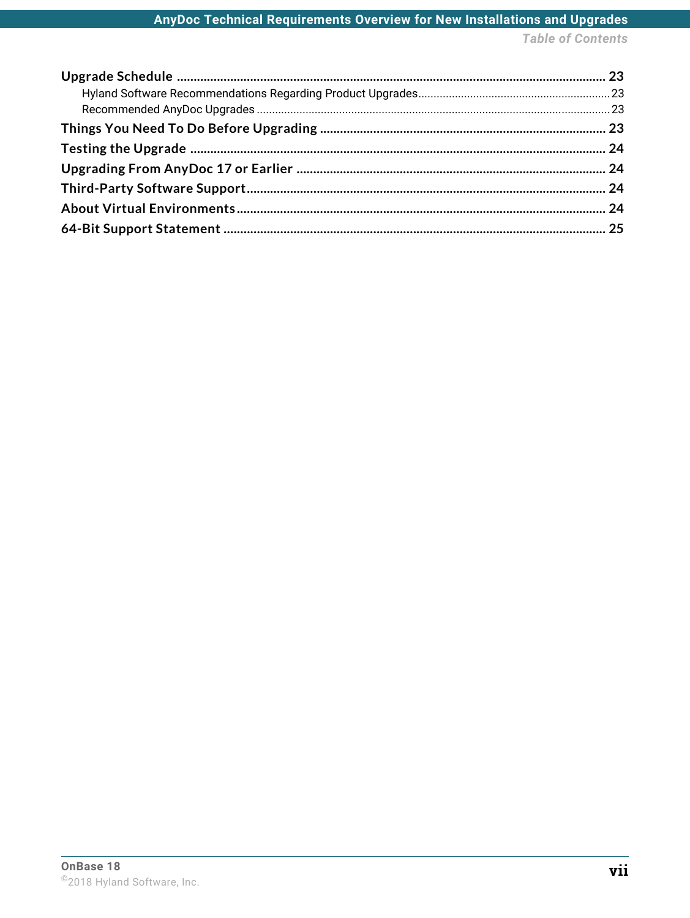Upgrade Schedule ... 23

- Hyland Software Recommendations Regarding Product Upgrades ... 23
- Recommended AnyDoc Upgrades ... 23

Things You Need To Do Before Upgrading ... 23

Testing the Upgrade ... 24

Upgrading From AnyDoc 17 or Earlier ... 24

Third-Party Software Support ... 24

About Virtual Environments ... 24

64-Bit Support Statement ... 25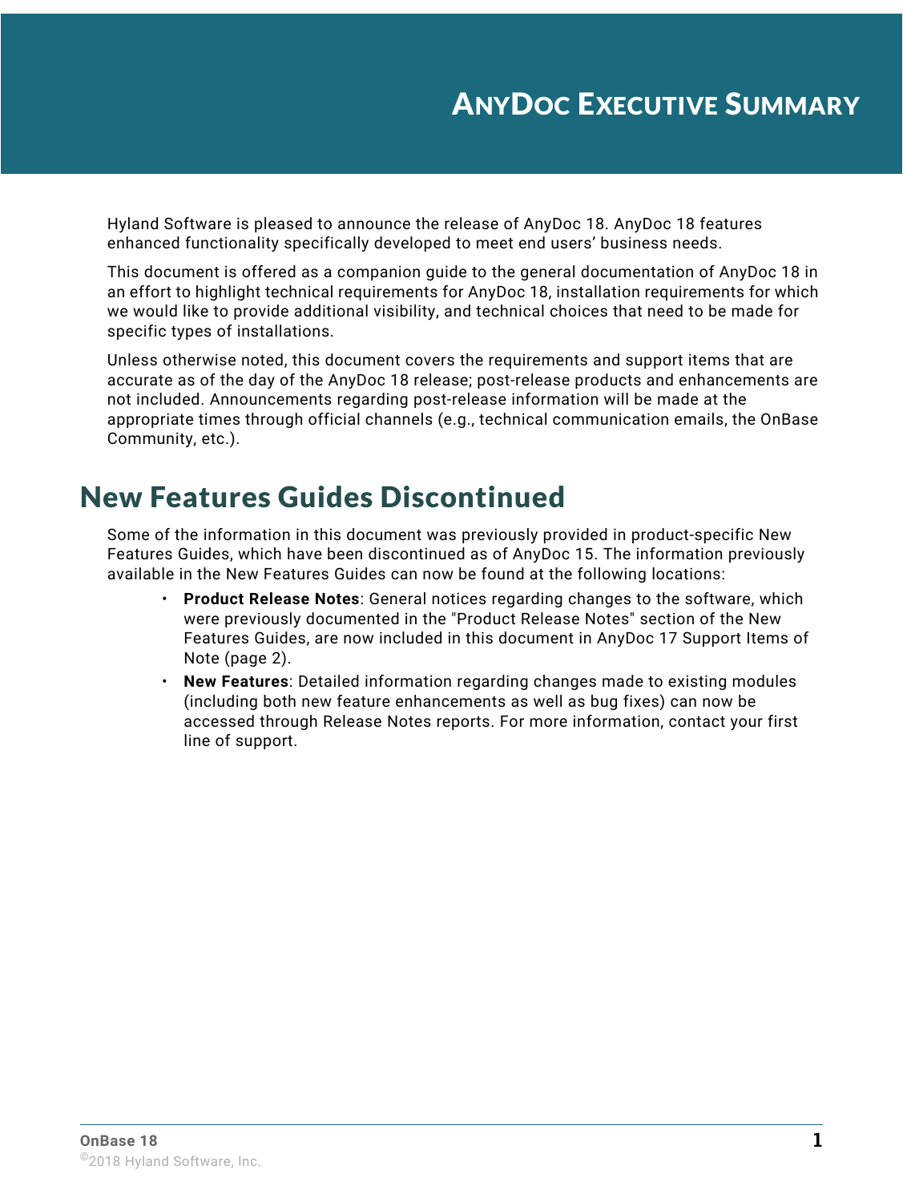# AnyDoc Executive Summary

Hyland Software is pleased to announce the release of AnyDoc 18. AnyDoc 18 features enhanced functionality specifically developed to meet end users' business needs.

This document is offered as a companion guide to the general documentation of AnyDoc 18 in an effort to highlight technical requirements for AnyDoc 18, installation requirements for which we would like to provide additional visibility, and technical choices that need to be made for specific types of installations.

Unless otherwise noted, this document covers the requirements and support items that are accurate as of the day of the AnyDoc 18 release; post-release products and enhancements are not included. Announcements regarding post-release information will be made at the appropriate times through official channels (e.g., technical communication emails, the OnBase Community, etc.).

## New Features Guides Discontinued

Some of the information in this document was previously provided in product-specific New Features Guides, which have been discontinued as of AnyDoc 15. The information previously available in the New Features Guides can now be found at the following locations:

- **Product Release Notes**: General notices regarding changes to the software, which were previously documented in the "Product Release Notes" section of the New Features Guides, are now included in this document in AnyDoc 17 Support Items of Note (page 2).
- **New Features**: Detailed information regarding changes made to existing modules (including both new feature enhancements as well as bug fixes) can now be accessed through Release Notes reports. For more information, contact your first line of support.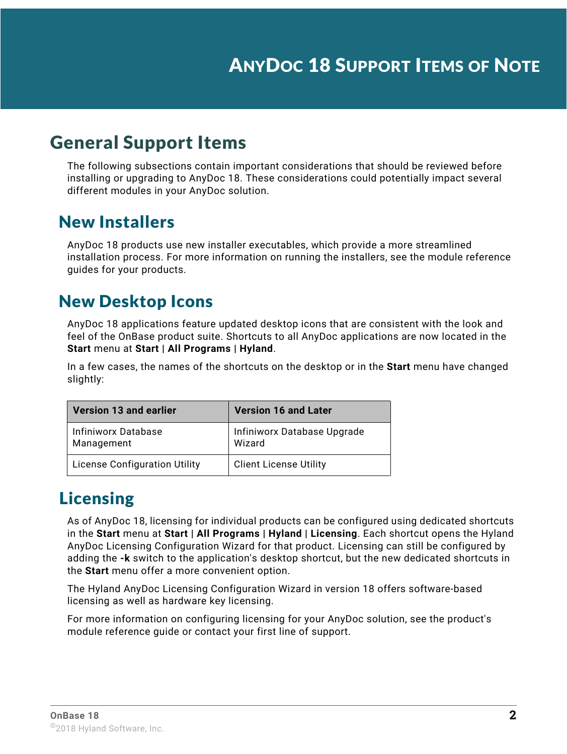# AnyDoc 18 Support Items of Note

## General Support Items

The following subsections contain important considerations that should be reviewed before installing or upgrading to AnyDoc 18. These considerations could potentially impact several different modules in your AnyDoc solution.

### New Installers

AnyDoc 18 products use new installer executables, which provide a more streamlined installation process. For more information on running the installers, see the module reference guides for your products.

### New Desktop Icons

AnyDoc 18 applications feature updated desktop icons that are consistent with the look and feel of the OnBase product suite. Shortcuts to all AnyDoc applications are now located in the **Start** menu at **Start | All Programs | Hyland**.

In a few cases, the names of the shortcuts on the desktop or in the **Start** menu have changed slightly:

| Version 13 and earlier | Version 16 and Later |
|---|---|
| Infiniworx Database Management | Infiniworx Database Upgrade Wizard |
| License Configuration Utility | Client License Utility |

### Licensing

As of AnyDoc 18, licensing for individual products can be configured using dedicated shortcuts in the **Start** menu at **Start | All Programs | Hyland | Licensing**. Each shortcut opens the Hyland AnyDoc Licensing Configuration Wizard for that product. Licensing can still be configured by adding the **-k** switch to the application's desktop shortcut, but the new dedicated shortcuts in the **Start** menu offer a more convenient option.

The Hyland AnyDoc Licensing Configuration Wizard in version 18 offers software-based licensing as well as hardware key licensing.

For more information on configuring licensing for your AnyDoc solution, see the product's module reference guide or contact your first line of support.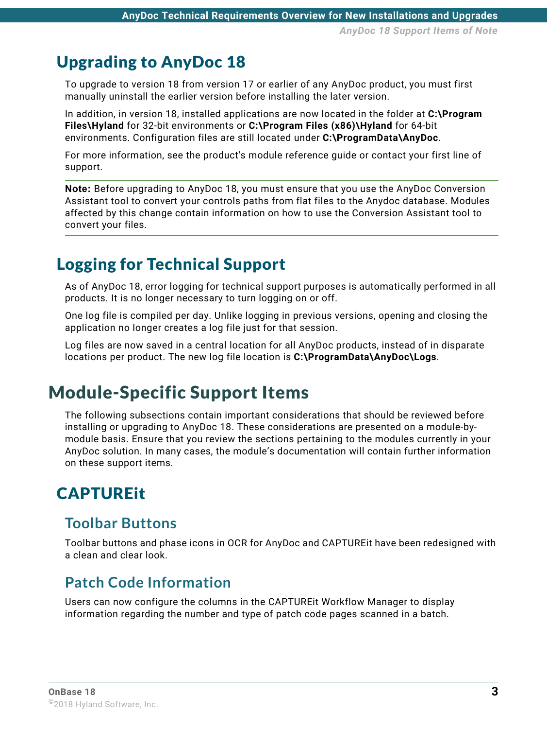## Upgrading to AnyDoc 18

To upgrade to version 18 from version 17 or earlier of any AnyDoc product, you must first manually uninstall the earlier version before installing the later version.

In addition, in version 18, installed applications are now located in the folder at **C:\Program Files\Hyland** for 32-bit environments or **C:\Program Files (x86)\Hyland** for 64-bit environments. Configuration files are still located under **C:\ProgramData\AnyDoc**.

For more information, see the product's module reference guide or contact your first line of support.

---

**Note:** Before upgrading to AnyDoc 18, you must ensure that you use the AnyDoc Conversion Assistant tool to convert your controls paths from flat files to the Anydoc database. Modules affected by this change contain information on how to use the Conversion Assistant tool to convert your files.

---

## Logging for Technical Support

As of AnyDoc 18, error logging for technical support purposes is automatically performed in all products. It is no longer necessary to turn logging on or off.

One log file is compiled per day. Unlike logging in previous versions, opening and closing the application no longer creates a log file just for that session.

Log files are now saved in a central location for all AnyDoc products, instead of in disparate locations per product. The new log file location is **C:\ProgramData\AnyDoc\Logs**.

# Module-Specific Support Items

The following subsections contain important considerations that should be reviewed before installing or upgrading to AnyDoc 18. These considerations are presented on a module-by-module basis. Ensure that you review the sections pertaining to the modules currently in your AnyDoc solution. In many cases, the module's documentation will contain further information on these support items.

## CAPTUREit

### Toolbar Buttons

Toolbar buttons and phase icons in OCR for AnyDoc and CAPTUREit have been redesigned with a clean and clear look.

### Patch Code Information

Users can now configure the columns in the CAPTUREit Workflow Manager to display information regarding the number and type of patch code pages scanned in a batch.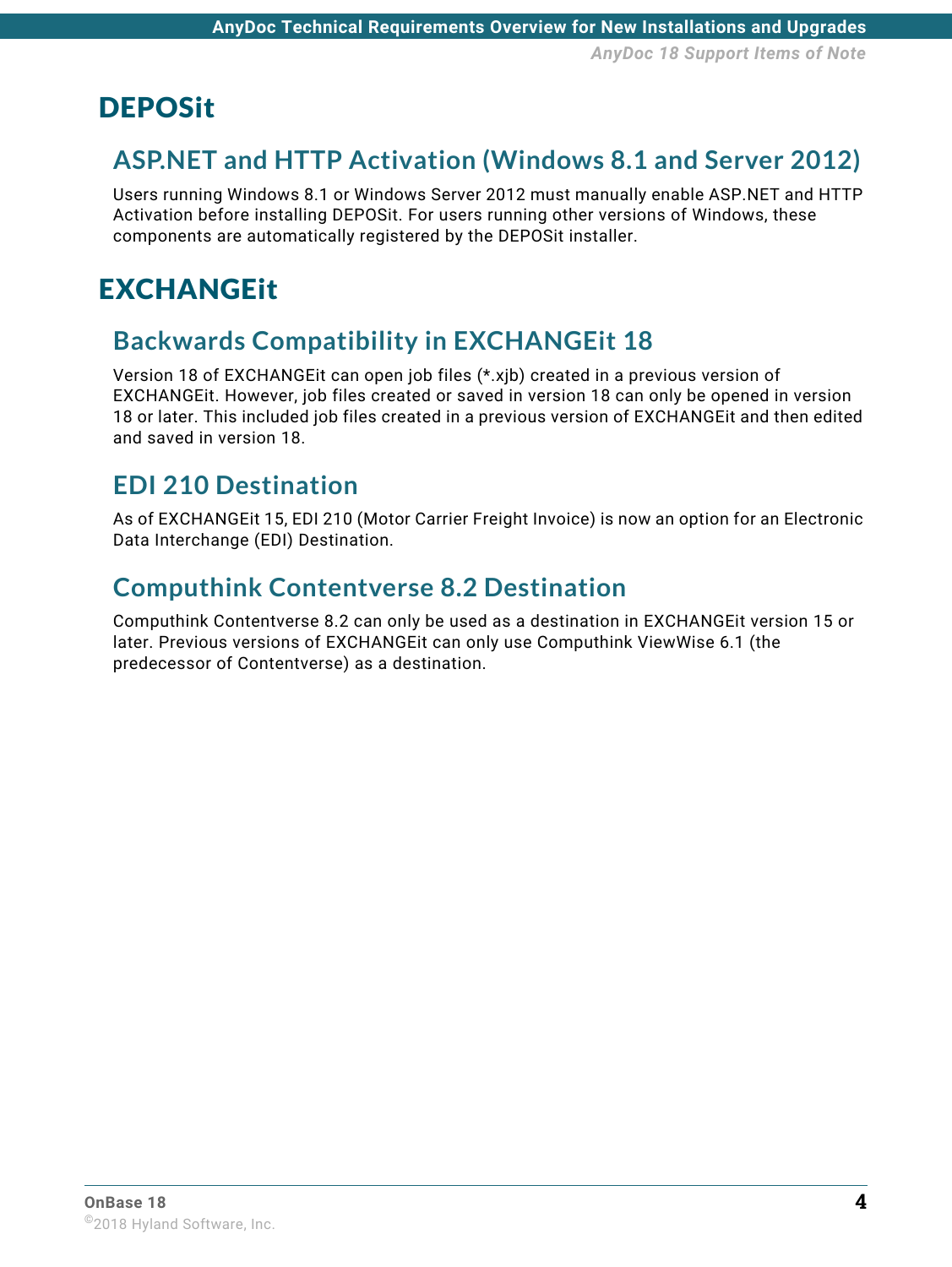# DEPOSit

## ASP.NET and HTTP Activation (Windows 8.1 and Server 2012)

Users running Windows 8.1 or Windows Server 2012 must manually enable ASP.NET and HTTP Activation before installing DEPOSit. For users running other versions of Windows, these components are automatically registered by the DEPOSit installer.

# EXCHANGEit

## Backwards Compatibility in EXCHANGEit 18

Version 18 of EXCHANGEit can open job files (*.xjb) created in a previous version of EXCHANGEit. However, job files created or saved in version 18 can only be opened in version 18 or later. This included job files created in a previous version of EXCHANGEit and then edited and saved in version 18.

## EDI 210 Destination

As of EXCHANGEit 15, EDI 210 (Motor Carrier Freight Invoice) is now an option for an Electronic Data Interchange (EDI) Destination.

## Computhink Contentverse 8.2 Destination

Computhink Contentverse 8.2 can only be used as a destination in EXCHANGEit version 15 or later. Previous versions of EXCHANGEit can only use Computhink ViewWise 6.1 (the predecessor of Contentverse) as a destination.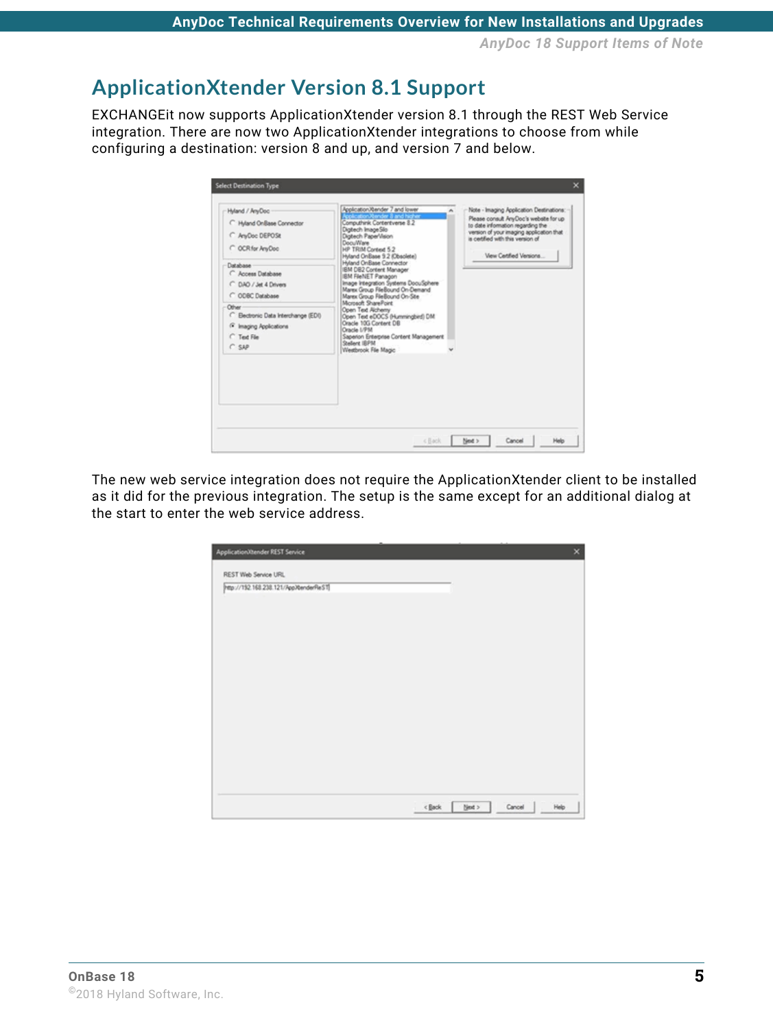## ApplicationXtender Version 8.1 Support

EXCHANGEit now supports ApplicationXtender version 8.1 through the REST Web Service integration. There are now two ApplicationXtender integrations to choose from while configuring a destination: version 8 and up, and version 7 and below.

The new web service integration does not require the ApplicationXtender client to be installed as it did for the previous integration. The setup is the same except for an additional dialog at the start to enter the web service address.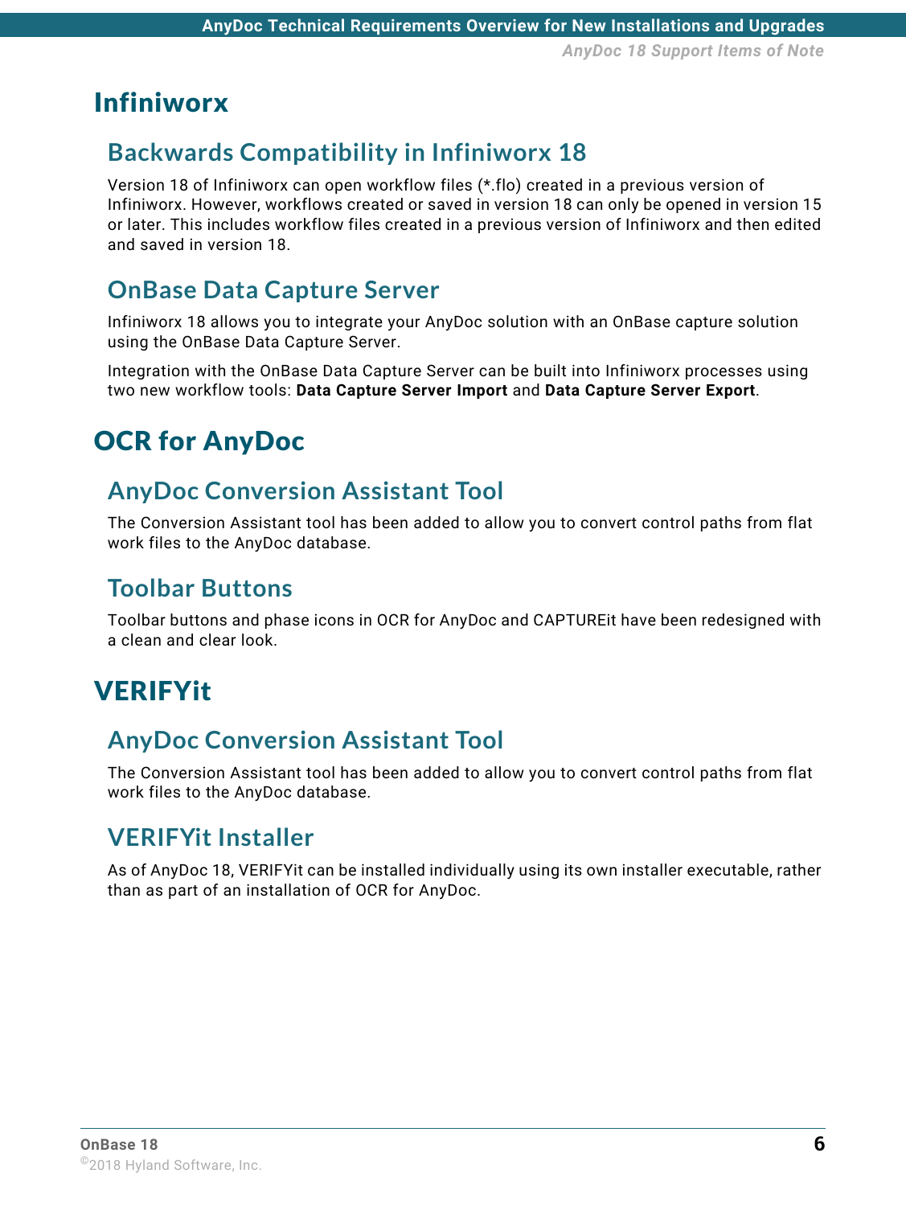# Infiniworx

## Backwards Compatibility in Infiniworx 18

Version 18 of Infiniworx can open workflow files (*.flo) created in a previous version of Infiniworx. However, workflows created or saved in version 18 can only be opened in version 15 or later. This includes workflow files created in a previous version of Infiniworx and then edited and saved in version 18.

## OnBase Data Capture Server

Infiniworx 18 allows you to integrate your AnyDoc solution with an OnBase capture solution using the OnBase Data Capture Server.

Integration with the OnBase Data Capture Server can be built into Infiniworx processes using two new workflow tools: **Data Capture Server Import** and **Data Capture Server Export**.

# OCR for AnyDoc

## AnyDoc Conversion Assistant Tool

The Conversion Assistant tool has been added to allow you to convert control paths from flat work files to the AnyDoc database.

## Toolbar Buttons

Toolbar buttons and phase icons in OCR for AnyDoc and CAPTUREit have been redesigned with a clean and clear look.

# VERIFYit

## AnyDoc Conversion Assistant Tool

The Conversion Assistant tool has been added to allow you to convert control paths from flat work files to the AnyDoc database.

## VERIFYit Installer

As of AnyDoc 18, VERIFYit can be installed individually using its own installer executable, rather than as part of an installation of OCR for AnyDoc.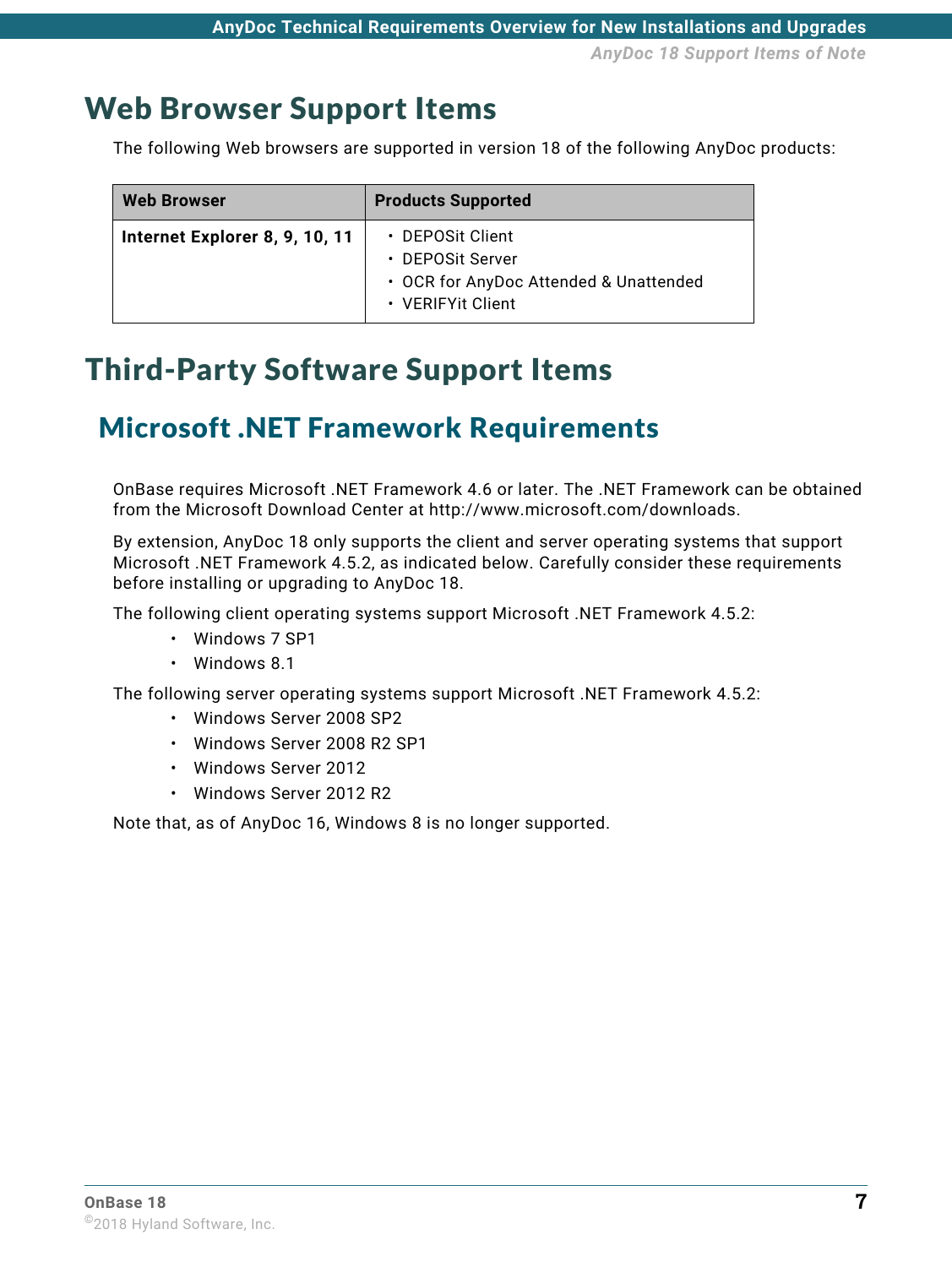# Web Browser Support Items

The following Web browsers are supported in version 18 of the following AnyDoc products:

| Web Browser | Products Supported |
|---|---|
| **Internet Explorer 8, 9, 10, 11** | • DEPOSit Client<br>• DEPOSit Server<br>• OCR for AnyDoc Attended & Unattended<br>• VERIFYit Client |

# Third-Party Software Support Items

## Microsoft .NET Framework Requirements

OnBase requires Microsoft .NET Framework 4.6 or later. The .NET Framework can be obtained from the Microsoft Download Center at http://www.microsoft.com/downloads.

By extension, AnyDoc 18 only supports the client and server operating systems that support Microsoft .NET Framework 4.5.2, as indicated below. Carefully consider these requirements before installing or upgrading to AnyDoc 18.

The following client operating systems support Microsoft .NET Framework 4.5.2:

- Windows 7 SP1
- Windows 8.1

The following server operating systems support Microsoft .NET Framework 4.5.2:

- Windows Server 2008 SP2
- Windows Server 2008 R2 SP1
- Windows Server 2012
- Windows Server 2012 R2

Note that, as of AnyDoc 16, Windows 8 is no longer supported.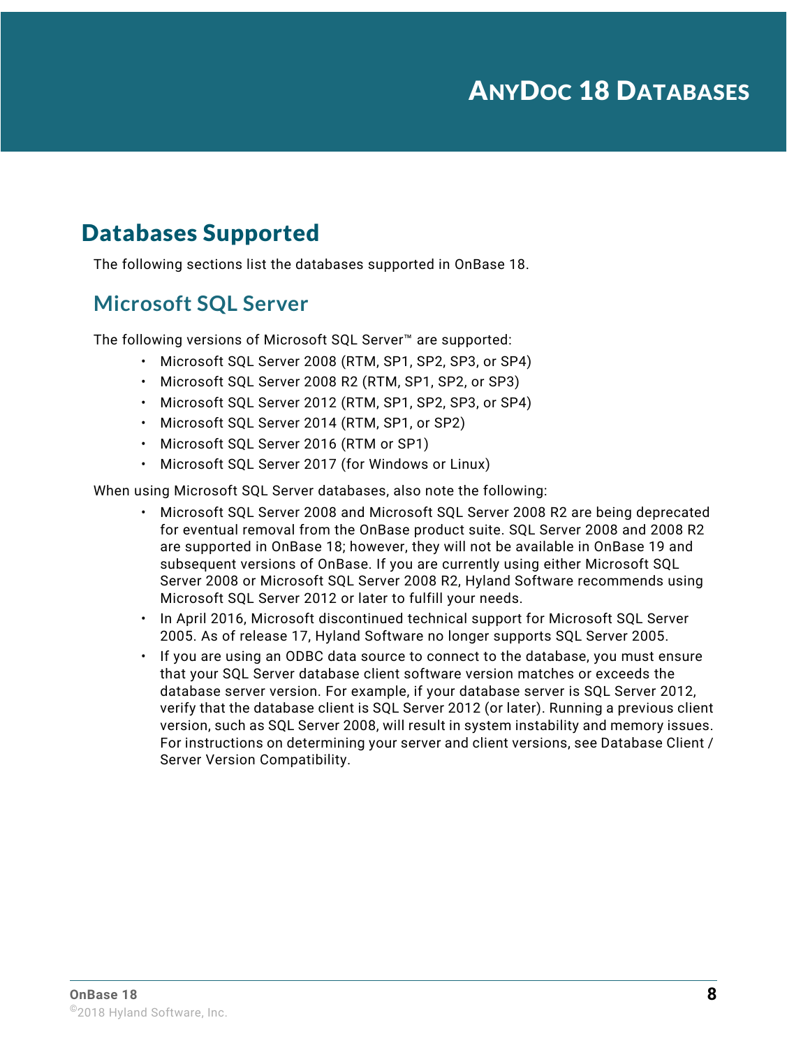# AnyDoc 18 Databases

## Databases Supported

The following sections list the databases supported in OnBase 18.

### Microsoft SQL Server

The following versions of Microsoft SQL Server™ are supported:

- Microsoft SQL Server 2008 (RTM, SP1, SP2, SP3, or SP4)
- Microsoft SQL Server 2008 R2 (RTM, SP1, SP2, or SP3)
- Microsoft SQL Server 2012 (RTM, SP1, SP2, SP3, or SP4)
- Microsoft SQL Server 2014 (RTM, SP1, or SP2)
- Microsoft SQL Server 2016 (RTM or SP1)
- Microsoft SQL Server 2017 (for Windows or Linux)

When using Microsoft SQL Server databases, also note the following:

- Microsoft SQL Server 2008 and Microsoft SQL Server 2008 R2 are being deprecated for eventual removal from the OnBase product suite. SQL Server 2008 and 2008 R2 are supported in OnBase 18; however, they will not be available in OnBase 19 and subsequent versions of OnBase. If you are currently using either Microsoft SQL Server 2008 or Microsoft SQL Server 2008 R2, Hyland Software recommends using Microsoft SQL Server 2012 or later to fulfill your needs.
- In April 2016, Microsoft discontinued technical support for Microsoft SQL Server 2005. As of release 17, Hyland Software no longer supports SQL Server 2005.
- If you are using an ODBC data source to connect to the database, you must ensure that your SQL Server database client software version matches or exceeds the database server version. For example, if your database server is SQL Server 2012, verify that the database client is SQL Server 2012 (or later). Running a previous client version, such as SQL Server 2008, will result in system instability and memory issues. For instructions on determining your server and client versions, see Database Client / Server Version Compatibility.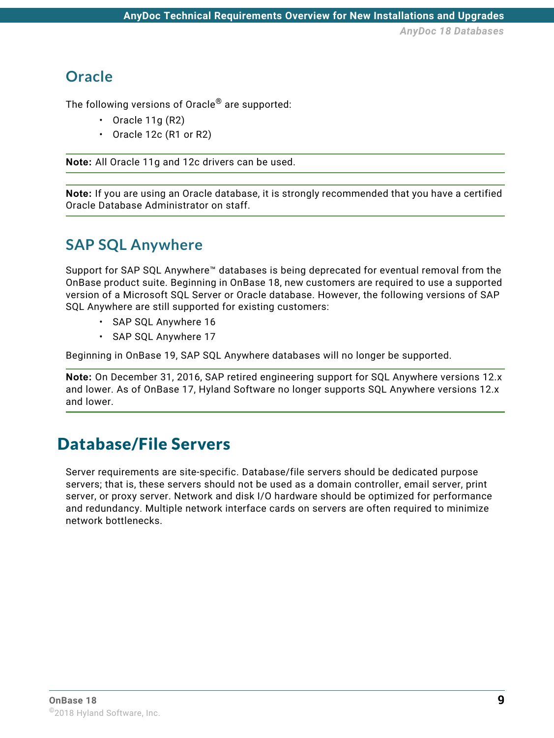## Oracle

The following versions of Oracle® are supported:

- Oracle 11g (R2)
- Oracle 12c (R1 or R2)

**Note:** All Oracle 11g and 12c drivers can be used.

**Note:** If you are using an Oracle database, it is strongly recommended that you have a certified Oracle Database Administrator on staff.

## SAP SQL Anywhere

Support for SAP SQL Anywhere™ databases is being deprecated for eventual removal from the OnBase product suite. Beginning in OnBase 18, new customers are required to use a supported version of a Microsoft SQL Server or Oracle database. However, the following versions of SAP SQL Anywhere are still supported for existing customers:

- SAP SQL Anywhere 16
- SAP SQL Anywhere 17

Beginning in OnBase 19, SAP SQL Anywhere databases will no longer be supported.

**Note:** On December 31, 2016, SAP retired engineering support for SQL Anywhere versions 12.x and lower. As of OnBase 17, Hyland Software no longer supports SQL Anywhere versions 12.x and lower.

# Database/File Servers

Server requirements are site-specific. Database/file servers should be dedicated purpose servers; that is, these servers should not be used as a domain controller, email server, print server, or proxy server. Network and disk I/O hardware should be optimized for performance and redundancy. Multiple network interface cards on servers are often required to minimize network bottlenecks.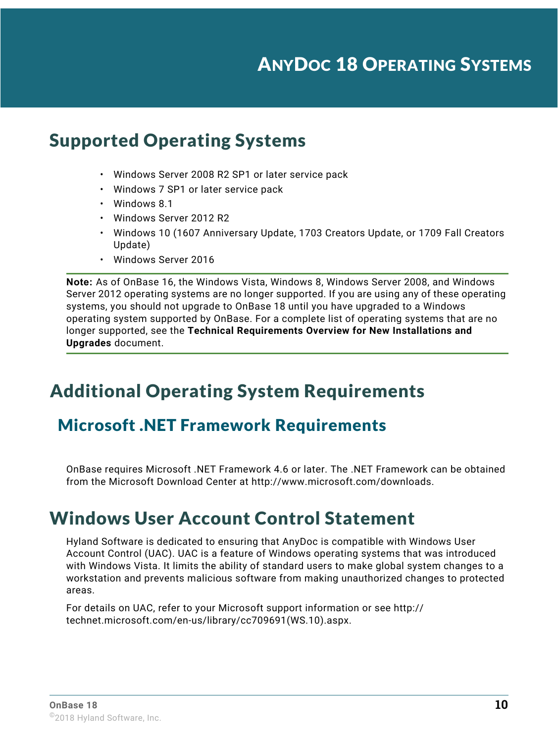# AnyDoc 18 Operating Systems

## Supported Operating Systems

- Windows Server 2008 R2 SP1 or later service pack
- Windows 7 SP1 or later service pack
- Windows 8.1
- Windows Server 2012 R2
- Windows 10 (1607 Anniversary Update, 1703 Creators Update, or 1709 Fall Creators Update)
- Windows Server 2016

**Note:** As of OnBase 16, the Windows Vista, Windows 8, Windows Server 2008, and Windows Server 2012 operating systems are no longer supported. If you are using any of these operating systems, you should not upgrade to OnBase 18 until you have upgraded to a Windows operating system supported by OnBase. For a complete list of operating systems that are no longer supported, see the **Technical Requirements Overview for New Installations and Upgrades** document.

## Additional Operating System Requirements

### Microsoft .NET Framework Requirements

OnBase requires Microsoft .NET Framework 4.6 or later. The .NET Framework can be obtained from the Microsoft Download Center at http://www.microsoft.com/downloads.

## Windows User Account Control Statement

Hyland Software is dedicated to ensuring that AnyDoc is compatible with Windows User Account Control (UAC). UAC is a feature of Windows operating systems that was introduced with Windows Vista. It limits the ability of standard users to make global system changes to a workstation and prevents malicious software from making unauthorized changes to protected areas.

For details on UAC, refer to your Microsoft support information or see http://technet.microsoft.com/en-us/library/cc709691(WS.10).aspx.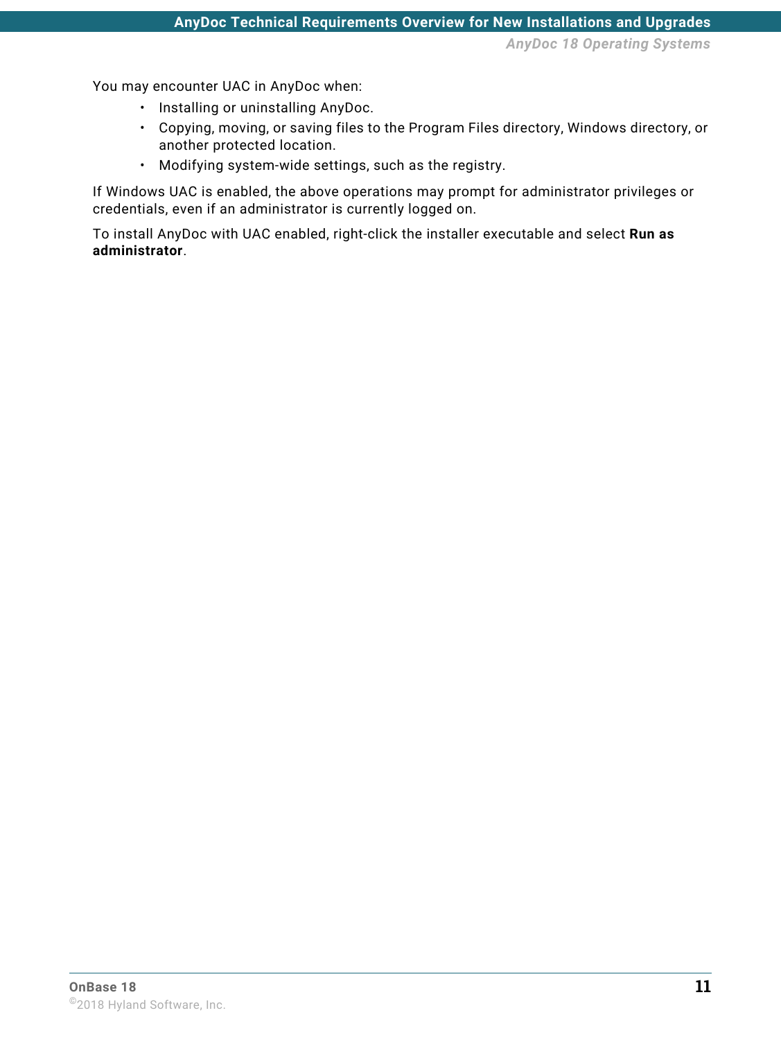You may encounter UAC in AnyDoc when:

- Installing or uninstalling AnyDoc.
- Copying, moving, or saving files to the Program Files directory, Windows directory, or another protected location.
- Modifying system-wide settings, such as the registry.

If Windows UAC is enabled, the above operations may prompt for administrator privileges or credentials, even if an administrator is currently logged on.

To install AnyDoc with UAC enabled, right-click the installer executable and select **Run as administrator**.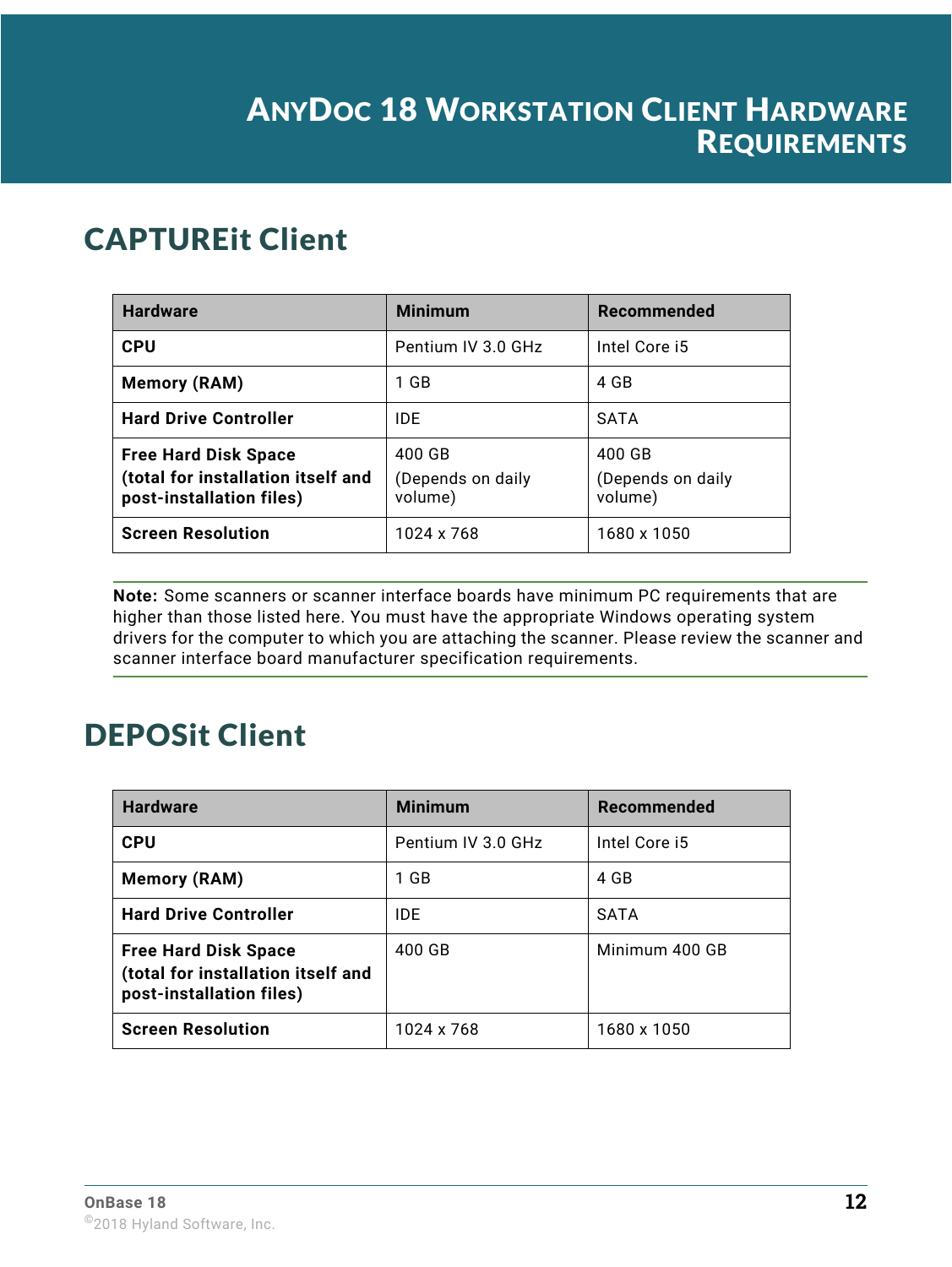# AnyDoc 18 Workstation Client Hardware Requirements

## CAPTUREit Client

| Hardware | Minimum | Recommended |
| --- | --- | --- |
| **CPU** | Pentium IV 3.0 GHz | Intel Core i5 |
| **Memory (RAM)** | 1 GB | 4 GB |
| **Hard Drive Controller** | IDE | SATA |
| **Free Hard Disk Space (total for installation itself and post-installation files)** | 400 GB (Depends on daily volume) | 400 GB (Depends on daily volume) |
| **Screen Resolution** | 1024 x 768 | 1680 x 1050 |

**Note:** Some scanners or scanner interface boards have minimum PC requirements that are higher than those listed here. You must have the appropriate Windows operating system drivers for the computer to which you are attaching the scanner. Please review the scanner and scanner interface board manufacturer specification requirements.

## DEPOSit Client

| Hardware | Minimum | Recommended |
| --- | --- | --- |
| **CPU** | Pentium IV 3.0 GHz | Intel Core i5 |
| **Memory (RAM)** | 1 GB | 4 GB |
| **Hard Drive Controller** | IDE | SATA |
| **Free Hard Disk Space (total for installation itself and post-installation files)** | 400 GB | Minimum 400 GB |
| **Screen Resolution** | 1024 x 768 | 1680 x 1050 |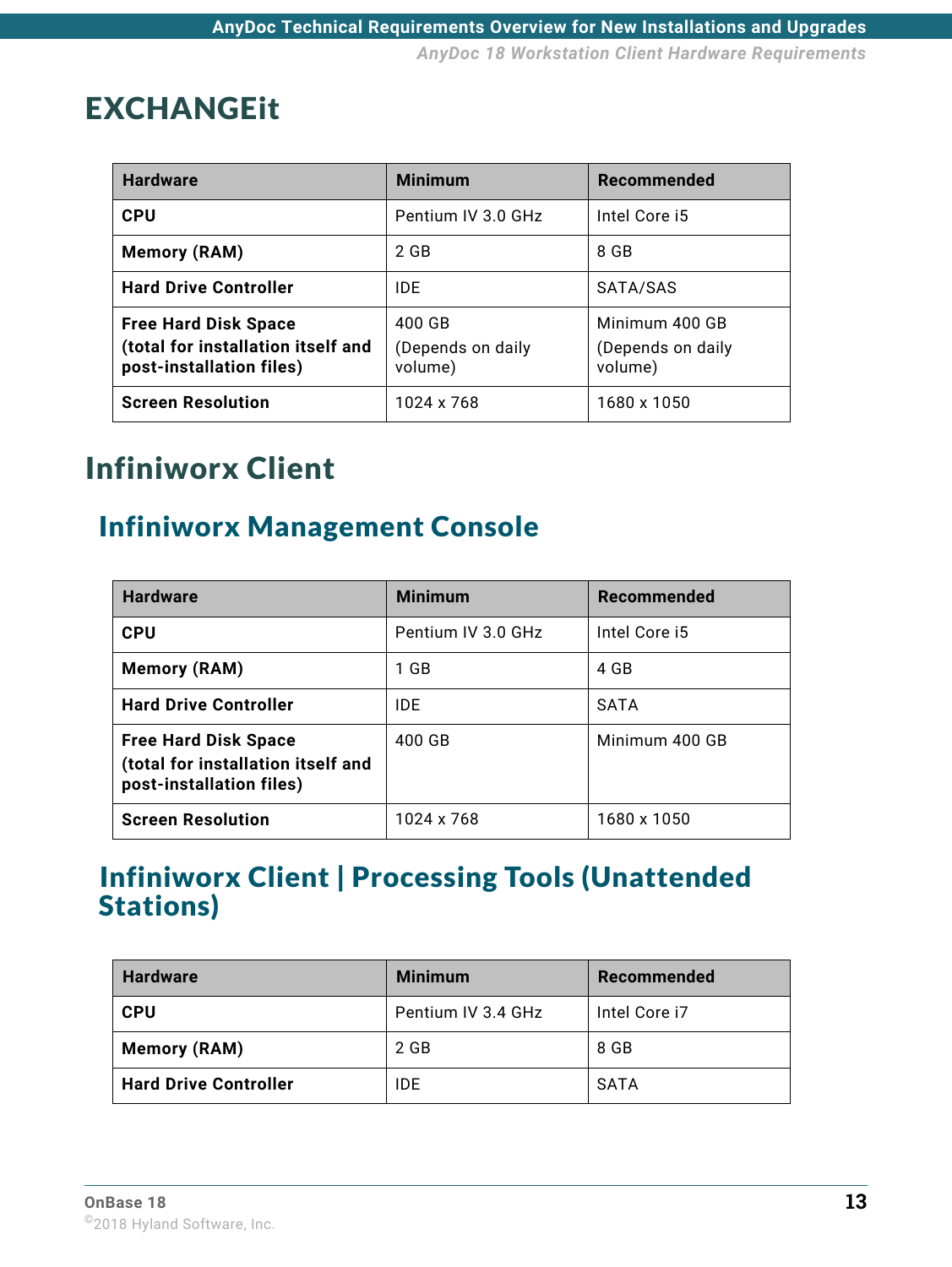# EXCHANGEit

| Hardware | Minimum | Recommended |
|---|---|---|
| **CPU** | Pentium IV 3.0 GHz | Intel Core i5 |
| **Memory (RAM)** | 2 GB | 8 GB |
| **Hard Drive Controller** | IDE | SATA/SAS |
| **Free Hard Disk Space (total for installation itself and post-installation files)** | 400 GB (Depends on daily volume) | Minimum 400 GB (Depends on daily volume) |
| **Screen Resolution** | 1024 x 768 | 1680 x 1050 |

# Infiniworx Client

## Infiniworx Management Console

| Hardware | Minimum | Recommended |
|---|---|---|
| **CPU** | Pentium IV 3.0 GHz | Intel Core i5 |
| **Memory (RAM)** | 1 GB | 4 GB |
| **Hard Drive Controller** | IDE | SATA |
| **Free Hard Disk Space (total for installation itself and post-installation files)** | 400 GB | Minimum 400 GB |
| **Screen Resolution** | 1024 x 768 | 1680 x 1050 |

## Infiniworx Client | Processing Tools (Unattended Stations)

| Hardware | Minimum | Recommended |
|---|---|---|
| **CPU** | Pentium IV 3.4 GHz | Intel Core i7 |
| **Memory (RAM)** | 2 GB | 8 GB |
| **Hard Drive Controller** | IDE | SATA |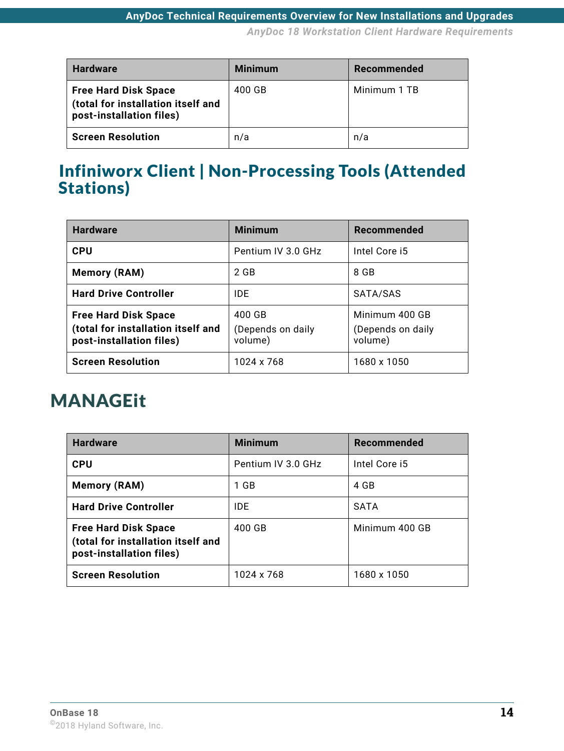| Hardware | Minimum | Recommended |
| --- | --- | --- |
| **Free Hard Disk Space (total for installation itself and post-installation files)** | 400 GB | Minimum 1 TB |
| **Screen Resolution** | n/a | n/a |

## Infiniworx Client | Non-Processing Tools (Attended Stations)

| Hardware | Minimum | Recommended |
| --- | --- | --- |
| **CPU** | Pentium IV 3.0 GHz | Intel Core i5 |
| **Memory (RAM)** | 2 GB | 8 GB |
| **Hard Drive Controller** | IDE | SATA/SAS |
| **Free Hard Disk Space (total for installation itself and post-installation files)** | 400 GB (Depends on daily volume) | Minimum 400 GB (Depends on daily volume) |
| **Screen Resolution** | 1024 x 768 | 1680 x 1050 |

# MANAGEit

| Hardware | Minimum | Recommended |
| --- | --- | --- |
| **CPU** | Pentium IV 3.0 GHz | Intel Core i5 |
| **Memory (RAM)** | 1 GB | 4 GB |
| **Hard Drive Controller** | IDE | SATA |
| **Free Hard Disk Space (total for installation itself and post-installation files)** | 400 GB | Minimum 400 GB |
| **Screen Resolution** | 1024 x 768 | 1680 x 1050 |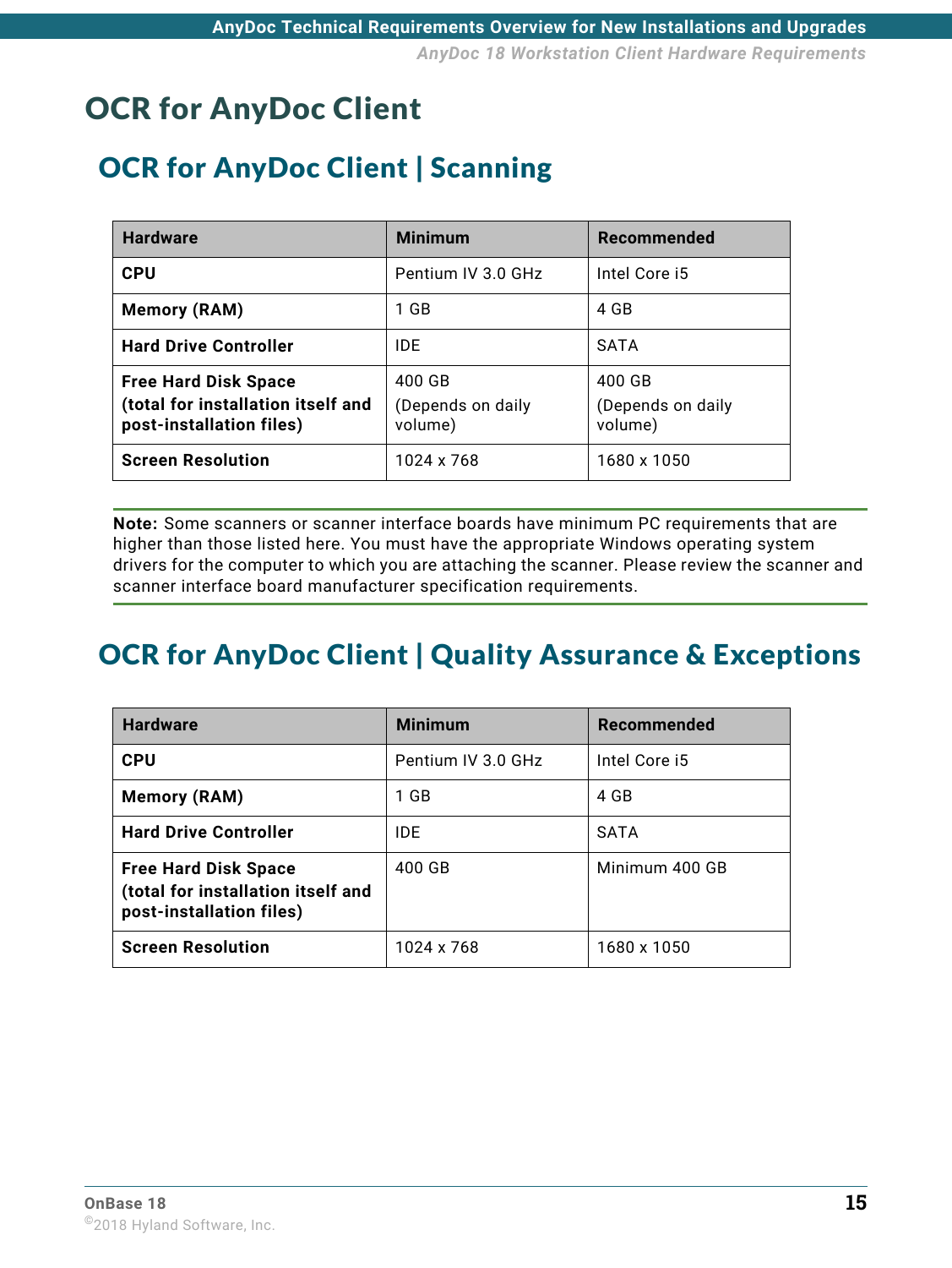# OCR for AnyDoc Client

## OCR for AnyDoc Client | Scanning

| Hardware | Minimum | Recommended |
|---|---|---|
| **CPU** | Pentium IV 3.0 GHz | Intel Core i5 |
| **Memory (RAM)** | 1 GB | 4 GB |
| **Hard Drive Controller** | IDE | SATA |
| **Free Hard Disk Space (total for installation itself and post-installation files)** | 400 GB (Depends on daily volume) | 400 GB (Depends on daily volume) |
| **Screen Resolution** | 1024 x 768 | 1680 x 1050 |

**Note:** Some scanners or scanner interface boards have minimum PC requirements that are higher than those listed here. You must have the appropriate Windows operating system drivers for the computer to which you are attaching the scanner. Please review the scanner and scanner interface board manufacturer specification requirements.

## OCR for AnyDoc Client | Quality Assurance & Exceptions

| Hardware | Minimum | Recommended |
|---|---|---|
| **CPU** | Pentium IV 3.0 GHz | Intel Core i5 |
| **Memory (RAM)** | 1 GB | 4 GB |
| **Hard Drive Controller** | IDE | SATA |
| **Free Hard Disk Space (total for installation itself and post-installation files)** | 400 GB | Minimum 400 GB |
| **Screen Resolution** | 1024 x 768 | 1680 x 1050 |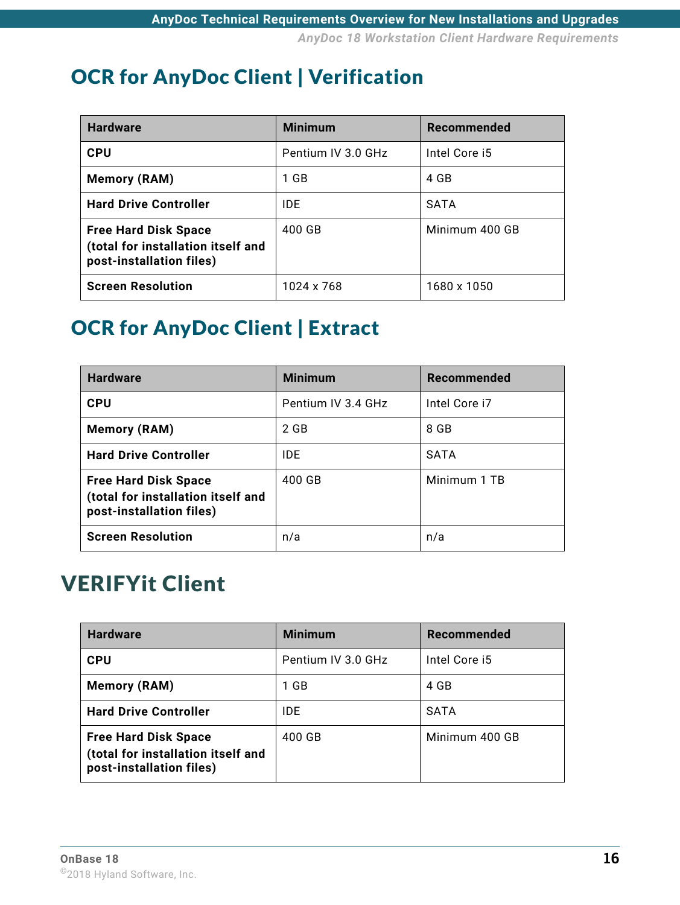## OCR for AnyDoc Client | Verification

| Hardware | Minimum | Recommended |
| --- | --- | --- |
| **CPU** | Pentium IV 3.0 GHz | Intel Core i5 |
| **Memory (RAM)** | 1 GB | 4 GB |
| **Hard Drive Controller** | IDE | SATA |
| **Free Hard Disk Space (total for installation itself and post-installation files)** | 400 GB | Minimum 400 GB |
| **Screen Resolution** | 1024 x 768 | 1680 x 1050 |

## OCR for AnyDoc Client | Extract

| Hardware | Minimum | Recommended |
| --- | --- | --- |
| **CPU** | Pentium IV 3.4 GHz | Intel Core i7 |
| **Memory (RAM)** | 2 GB | 8 GB |
| **Hard Drive Controller** | IDE | SATA |
| **Free Hard Disk Space (total for installation itself and post-installation files)** | 400 GB | Minimum 1 TB |
| **Screen Resolution** | n/a | n/a |

# VERIFYit Client

| Hardware | Minimum | Recommended |
| --- | --- | --- |
| **CPU** | Pentium IV 3.0 GHz | Intel Core i5 |
| **Memory (RAM)** | 1 GB | 4 GB |
| **Hard Drive Controller** | IDE | SATA |
| **Free Hard Disk Space (total for installation itself and post-installation files)** | 400 GB | Minimum 400 GB |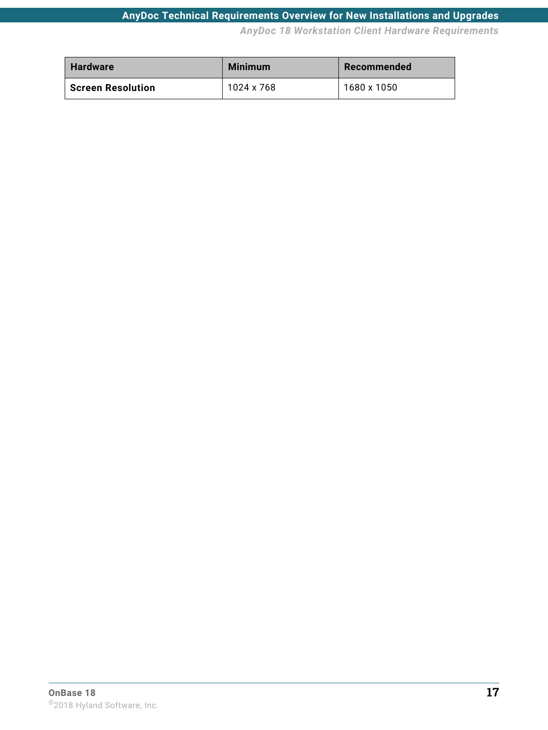| Hardware | Minimum | Recommended |
| --- | --- | --- |
| **Screen Resolution** | 1024 x 768 | 1680 x 1050 |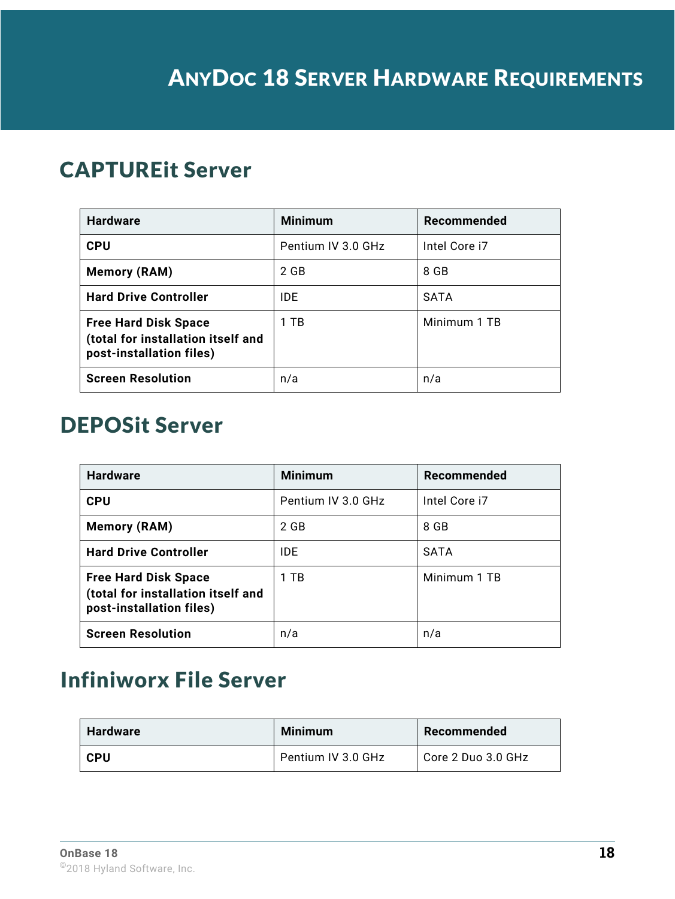# AnyDoc 18 Server Hardware Requirements

## CAPTUREit Server

| Hardware | Minimum | Recommended |
|---|---|---|
| **CPU** | Pentium IV 3.0 GHz | Intel Core i7 |
| **Memory (RAM)** | 2 GB | 8 GB |
| **Hard Drive Controller** | IDE | SATA |
| **Free Hard Disk Space (total for installation itself and post-installation files)** | 1 TB | Minimum 1 TB |
| **Screen Resolution** | n/a | n/a |

## DEPOSit Server

| Hardware | Minimum | Recommended |
|---|---|---|
| **CPU** | Pentium IV 3.0 GHz | Intel Core i7 |
| **Memory (RAM)** | 2 GB | 8 GB |
| **Hard Drive Controller** | IDE | SATA |
| **Free Hard Disk Space (total for installation itself and post-installation files)** | 1 TB | Minimum 1 TB |
| **Screen Resolution** | n/a | n/a |

## Infiniworx File Server

| Hardware | Minimum | Recommended |
|---|---|---|
| **CPU** | Pentium IV 3.0 GHz | Core 2 Duo 3.0 GHz |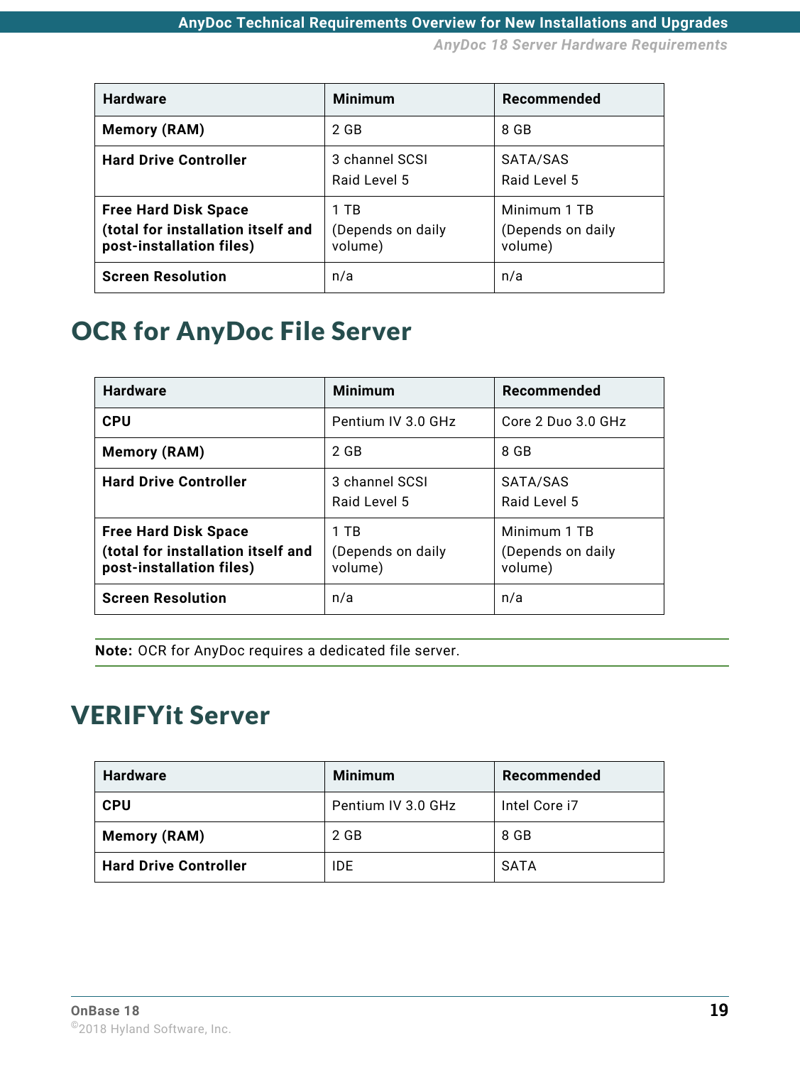| Hardware | Minimum | Recommended |
|---|---|---|
| **Memory (RAM)** | 2 GB | 8 GB |
| **Hard Drive Controller** | 3 channel SCSI<br>Raid Level 5 | SATA/SAS<br>Raid Level 5 |
| **Free Hard Disk Space (total for installation itself and post-installation files)** | 1 TB<br>(Depends on daily volume) | Minimum 1 TB<br>(Depends on daily volume) |
| **Screen Resolution** | n/a | n/a |

# OCR for AnyDoc File Server

| Hardware | Minimum | Recommended |
|---|---|---|
| **CPU** | Pentium IV 3.0 GHz | Core 2 Duo 3.0 GHz |
| **Memory (RAM)** | 2 GB | 8 GB |
| **Hard Drive Controller** | 3 channel SCSI<br>Raid Level 5 | SATA/SAS<br>Raid Level 5 |
| **Free Hard Disk Space (total for installation itself and post-installation files)** | 1 TB<br>(Depends on daily volume) | Minimum 1 TB<br>(Depends on daily volume) |
| **Screen Resolution** | n/a | n/a |

**Note:** OCR for AnyDoc requires a dedicated file server.

# VERIFYit Server

| Hardware | Minimum | Recommended |
|---|---|---|
| **CPU** | Pentium IV 3.0 GHz | Intel Core i7 |
| **Memory (RAM)** | 2 GB | 8 GB |
| **Hard Drive Controller** | IDE | SATA |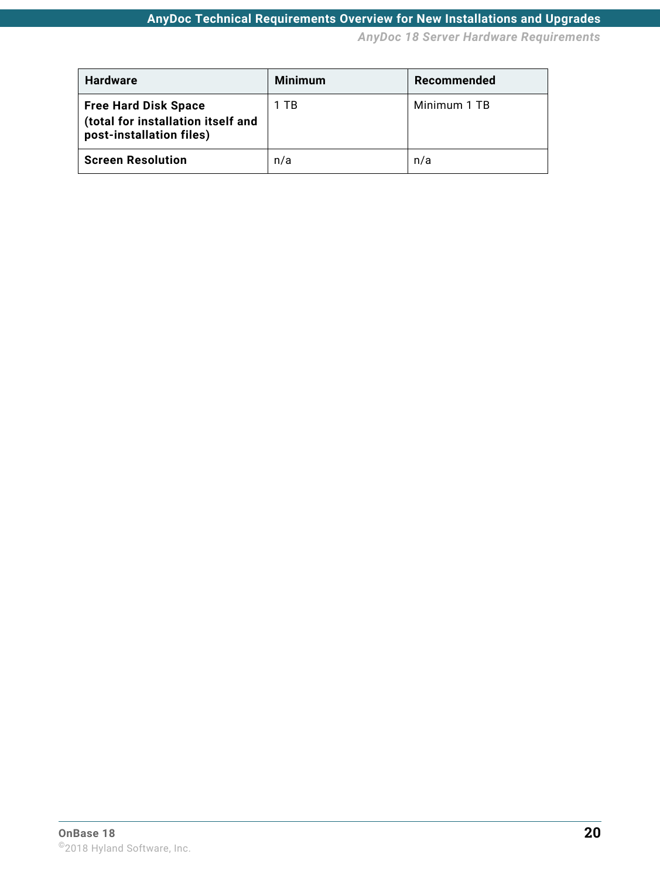| Hardware | Minimum | Recommended |
| --- | --- | --- |
| **Free Hard Disk Space (total for installation itself and post-installation files)** | 1 TB | Minimum 1 TB |
| **Screen Resolution** | n/a | n/a |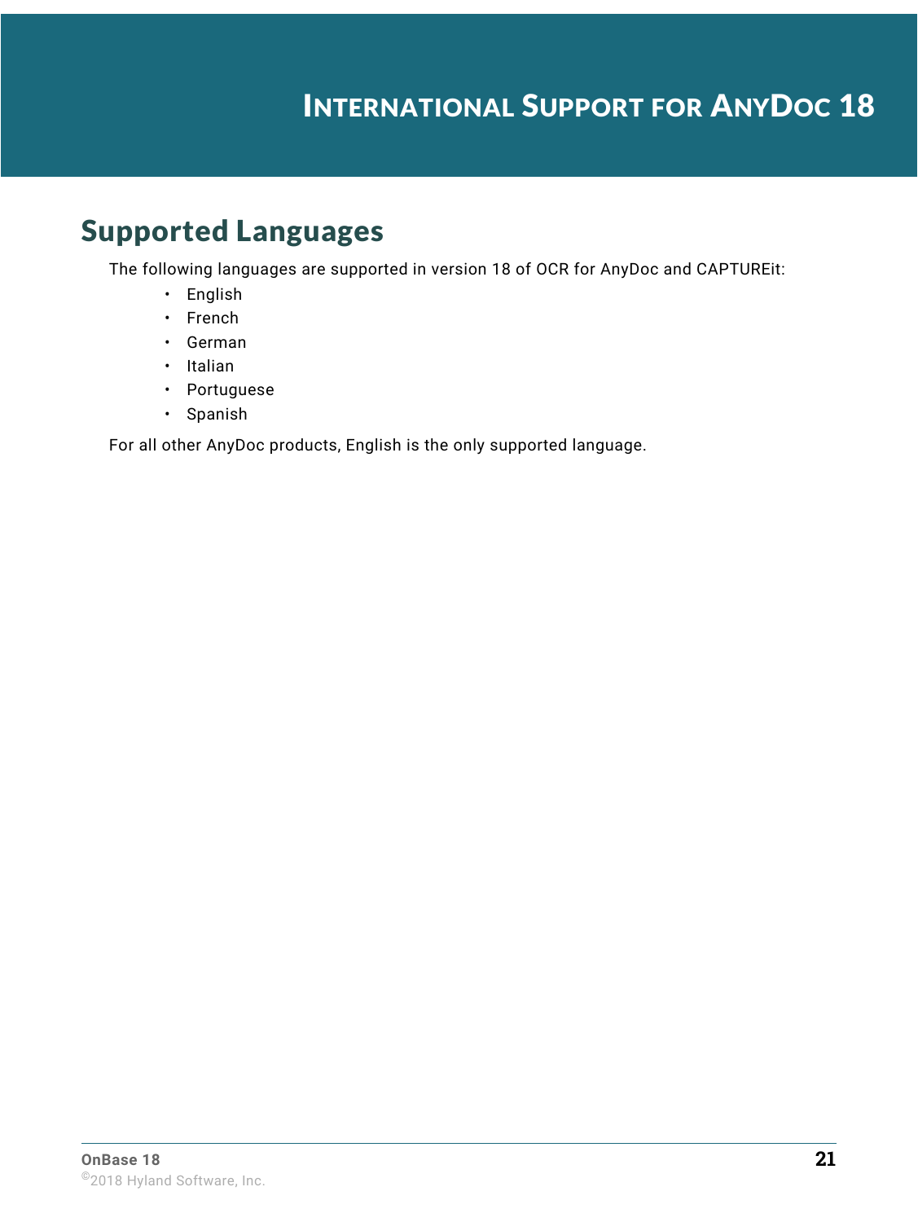# International Support for AnyDoc 18

## Supported Languages

The following languages are supported in version 18 of OCR for AnyDoc and CAPTUREit:

- English
- French
- German
- Italian
- Portuguese
- Spanish

For all other AnyDoc products, English is the only supported language.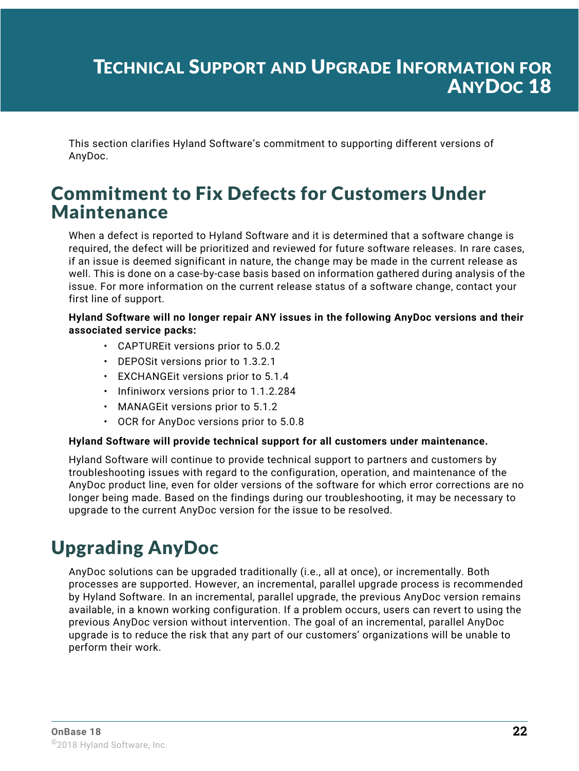# Technical Support and Upgrade Information for AnyDoc 18

This section clarifies Hyland Software's commitment to supporting different versions of AnyDoc.

## Commitment to Fix Defects for Customers Under Maintenance

When a defect is reported to Hyland Software and it is determined that a software change is required, the defect will be prioritized and reviewed for future software releases. In rare cases, if an issue is deemed significant in nature, the change may be made in the current release as well. This is done on a case-by-case basis based on information gathered during analysis of the issue. For more information on the current release status of a software change, contact your first line of support.

**Hyland Software will no longer repair ANY issues in the following AnyDoc versions and their associated service packs:**

- CAPTUREit versions prior to 5.0.2
- DEPOSit versions prior to 1.3.2.1
- EXCHANGEit versions prior to 5.1.4
- Infiniworx versions prior to 1.1.2.284
- MANAGEit versions prior to 5.1.2
- OCR for AnyDoc versions prior to 5.0.8

**Hyland Software will provide technical support for all customers under maintenance.**

Hyland Software will continue to provide technical support to partners and customers by troubleshooting issues with regard to the configuration, operation, and maintenance of the AnyDoc product line, even for older versions of the software for which error corrections are no longer being made. Based on the findings during our troubleshooting, it may be necessary to upgrade to the current AnyDoc version for the issue to be resolved.

## Upgrading AnyDoc

AnyDoc solutions can be upgraded traditionally (i.e., all at once), or incrementally. Both processes are supported. However, an incremental, parallel upgrade process is recommended by Hyland Software. In an incremental, parallel upgrade, the previous AnyDoc version remains available, in a known working configuration. If a problem occurs, users can revert to using the previous AnyDoc version without intervention. The goal of an incremental, parallel AnyDoc upgrade is to reduce the risk that any part of our customers' organizations will be unable to perform their work.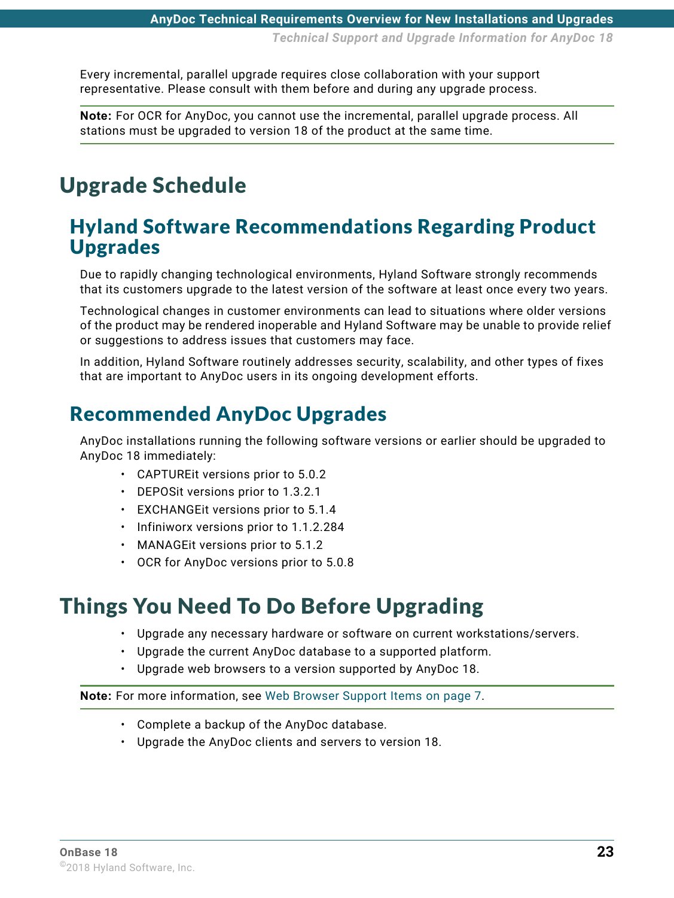Every incremental, parallel upgrade requires close collaboration with your support representative. Please consult with them before and during any upgrade process.

**Note:** For OCR for AnyDoc, you cannot use the incremental, parallel upgrade process. All stations must be upgraded to version 18 of the product at the same time.

# Upgrade Schedule

## Hyland Software Recommendations Regarding Product Upgrades

Due to rapidly changing technological environments, Hyland Software strongly recommends that its customers upgrade to the latest version of the software at least once every two years.

Technological changes in customer environments can lead to situations where older versions of the product may be rendered inoperable and Hyland Software may be unable to provide relief or suggestions to address issues that customers may face.

In addition, Hyland Software routinely addresses security, scalability, and other types of fixes that are important to AnyDoc users in its ongoing development efforts.

## Recommended AnyDoc Upgrades

AnyDoc installations running the following software versions or earlier should be upgraded to AnyDoc 18 immediately:

- CAPTUREit versions prior to 5.0.2
- DEPOSit versions prior to 1.3.2.1
- EXCHANGEit versions prior to 5.1.4
- Infiniworx versions prior to 1.1.2.284
- MANAGEit versions prior to 5.1.2
- OCR for AnyDoc versions prior to 5.0.8

# Things You Need To Do Before Upgrading

- Upgrade any necessary hardware or software on current workstations/servers.
- Upgrade the current AnyDoc database to a supported platform.
- Upgrade web browsers to a version supported by AnyDoc 18.

**Note:** For more information, see Web Browser Support Items on page 7.

- Complete a backup of the AnyDoc database.
- Upgrade the AnyDoc clients and servers to version 18.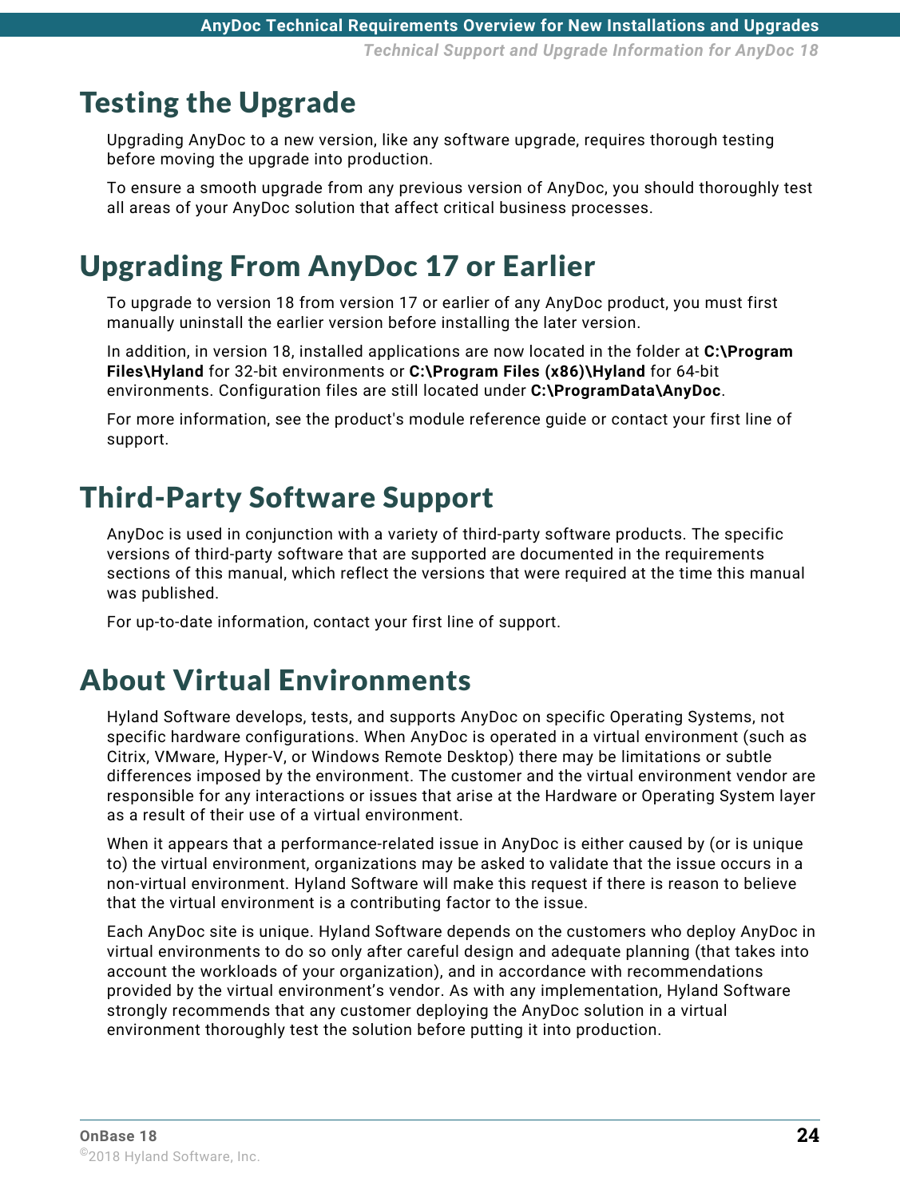# Testing the Upgrade

Upgrading AnyDoc to a new version, like any software upgrade, requires thorough testing before moving the upgrade into production.

To ensure a smooth upgrade from any previous version of AnyDoc, you should thoroughly test all areas of your AnyDoc solution that affect critical business processes.

# Upgrading From AnyDoc 17 or Earlier

To upgrade to version 18 from version 17 or earlier of any AnyDoc product, you must first manually uninstall the earlier version before installing the later version.

In addition, in version 18, installed applications are now located in the folder at **C:\Program Files\Hyland** for 32-bit environments or **C:\Program Files (x86)\Hyland** for 64-bit environments. Configuration files are still located under **C:\ProgramData\AnyDoc**.

For more information, see the product's module reference guide or contact your first line of support.

# Third-Party Software Support

AnyDoc is used in conjunction with a variety of third-party software products. The specific versions of third-party software that are supported are documented in the requirements sections of this manual, which reflect the versions that were required at the time this manual was published.

For up-to-date information, contact your first line of support.

# About Virtual Environments

Hyland Software develops, tests, and supports AnyDoc on specific Operating Systems, not specific hardware configurations. When AnyDoc is operated in a virtual environment (such as Citrix, VMware, Hyper-V, or Windows Remote Desktop) there may be limitations or subtle differences imposed by the environment. The customer and the virtual environment vendor are responsible for any interactions or issues that arise at the Hardware or Operating System layer as a result of their use of a virtual environment.

When it appears that a performance-related issue in AnyDoc is either caused by (or is unique to) the virtual environment, organizations may be asked to validate that the issue occurs in a non-virtual environment. Hyland Software will make this request if there is reason to believe that the virtual environment is a contributing factor to the issue.

Each AnyDoc site is unique. Hyland Software depends on the customers who deploy AnyDoc in virtual environments to do so only after careful design and adequate planning (that takes into account the workloads of your organization), and in accordance with recommendations provided by the virtual environment's vendor. As with any implementation, Hyland Software strongly recommends that any customer deploying the AnyDoc solution in a virtual environment thoroughly test the solution before putting it into production.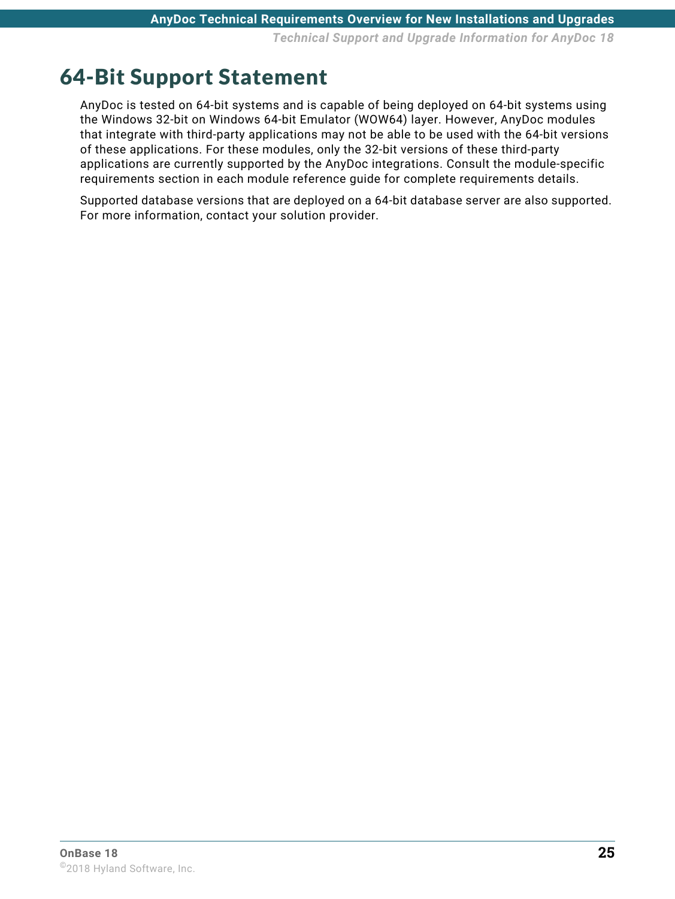# 64-Bit Support Statement

AnyDoc is tested on 64-bit systems and is capable of being deployed on 64-bit systems using the Windows 32-bit on Windows 64-bit Emulator (WOW64) layer. However, AnyDoc modules that integrate with third-party applications may not be able to be used with the 64-bit versions of these applications. For these modules, only the 32-bit versions of these third-party applications are currently supported by the AnyDoc integrations. Consult the module-specific requirements section in each module reference guide for complete requirements details.

Supported database versions that are deployed on a 64-bit database server are also supported. For more information, contact your solution provider.